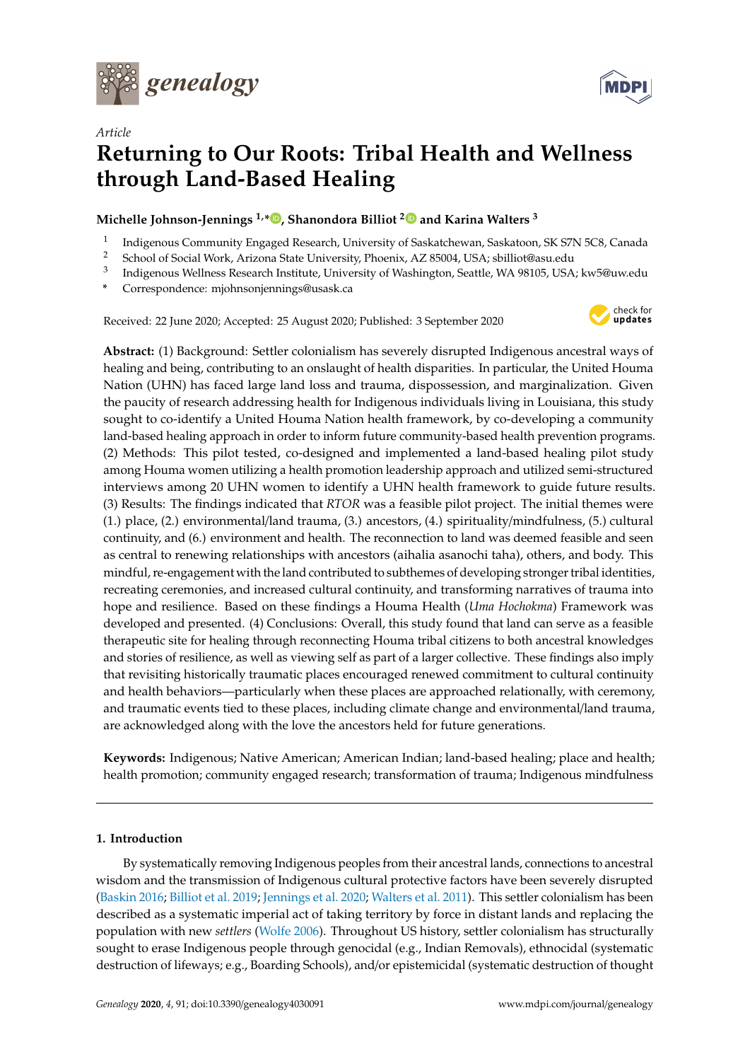*Article*

# Returning to Our Roots: Tribal Health and Wellness through Land-Based Healing

**Michelle Johnson-Jennings [1,*], Shanondora Billiot [2] and Karina Walters [3]**

[1] Indigenous Community Engaged Research, University of Saskatchewan, Saskatoon, SK S7N 5C8, Canada
[2] School of Social Work, Arizona State University, Phoenix, AZ 85004, USA; sbilliot@asu.edu
[3] Indigenous Wellness Research Institute, University of Washington, Seattle, WA 98105, USA; kw5@uw.edu
* Correspondence: mjohnsonjennings@usask.ca

Received: 22 June 2020; Accepted: 25 August 2020; Published: 3 September 2020

**Abstract:** (1) Background: Settler colonialism has severely disrupted Indigenous ancestral ways of healing and being, contributing to an onslaught of health disparities. In particular, the United Houma Nation (UHN) has faced large land loss and trauma, dispossession, and marginalization. Given the paucity of research addressing health for Indigenous individuals living in Louisiana, this study sought to co-identify a United Houma Nation health framework, by co-developing a community land-based healing approach in order to inform future community-based health prevention programs. (2) Methods: This pilot tested, co-designed and implemented a land-based healing pilot study among Houma women utilizing a health promotion leadership approach and utilized semi-structured interviews among 20 UHN women to identify a UHN health framework to guide future results. (3) Results: The findings indicated that *RTOR* was a feasible pilot project. The initial themes were (1.) place, (2.) environmental/land trauma, (3.) ancestors, (4.) spirituality/mindfulness, (5.) cultural continuity, and (6.) environment and health. The reconnection to land was deemed feasible and seen as central to renewing relationships with ancestors (aihalia asanochi taha), others, and body. This mindful, re-engagement with the land contributed to subthemes of developing stronger tribal identities, recreating ceremonies, and increased cultural continuity, and transforming narratives of trauma into hope and resilience. Based on these findings a Houma Health (*Uma Hochokma*) Framework was developed and presented. (4) Conclusions: Overall, this study found that land can serve as a feasible therapeutic site for healing through reconnecting Houma tribal citizens to both ancestral knowledges and stories of resilience, as well as viewing self as part of a larger collective. These findings also imply that revisiting historically traumatic places encouraged renewed commitment to cultural continuity and health behaviors—particularly when these places are approached relationally, with ceremony, and traumatic events tied to these places, including climate change and environmental/land trauma, are acknowledged along with the love the ancestors held for future generations.

**Keywords:** Indigenous; Native American; American Indian; land-based healing; place and health; health promotion; community engaged research; transformation of trauma; Indigenous mindfulness

## 1. Introduction

By systematically removing Indigenous peoples from their ancestral lands, connections to ancestral wisdom and the transmission of Indigenous cultural protective factors have been severely disrupted (Baskin 2016; Billiot et al. 2019; Jennings et al. 2020; Walters et al. 2011). This settler colonialism has been described as a systematic imperial act of taking territory by force in distant lands and replacing the population with new *settlers* (Wolfe 2006). Throughout US history, settler colonialism has structurally sought to erase Indigenous people through genocidal (e.g., Indian Removals), ethnocidal (systematic destruction of lifeways; e.g., Boarding Schools), and/or epistemicidal (systematic destruction of thought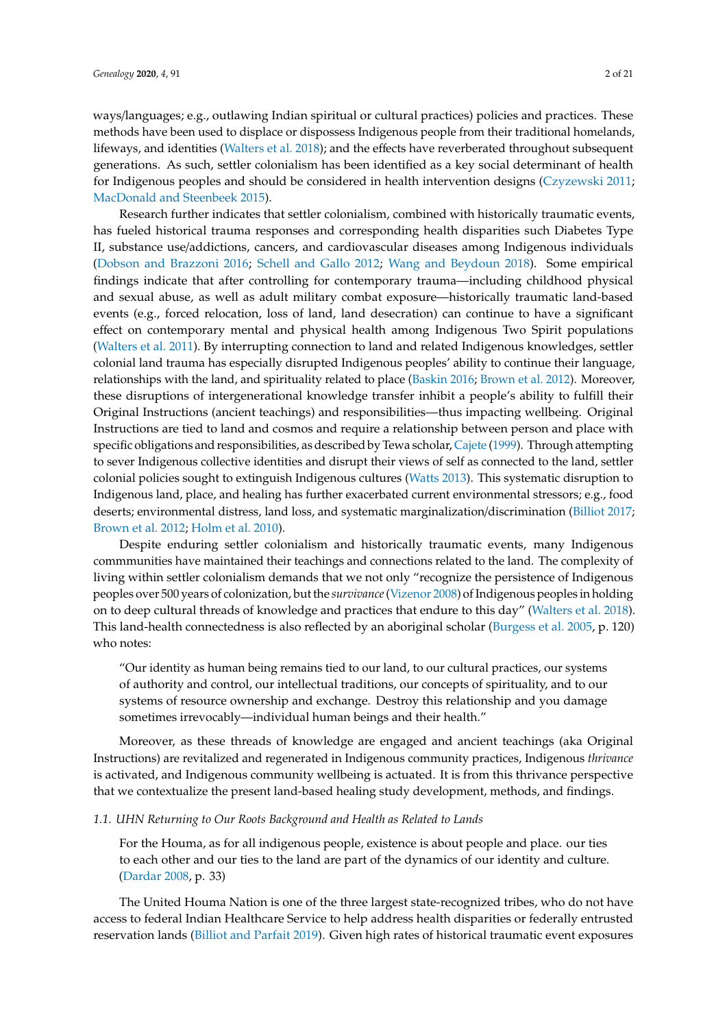ways/languages; e.g., outlawing Indian spiritual or cultural practices) policies and practices. These methods have been used to displace or dispossess Indigenous people from their traditional homelands, lifeways, and identities (Walters et al. 2018); and the effects have reverberated throughout subsequent generations. As such, settler colonialism has been identified as a key social determinant of health for Indigenous peoples and should be considered in health intervention designs (Czyzewski 2011; MacDonald and Steenbeek 2015).

Research further indicates that settler colonialism, combined with historically traumatic events, has fueled historical trauma responses and corresponding health disparities such Diabetes Type II, substance use/addictions, cancers, and cardiovascular diseases among Indigenous individuals (Dobson and Brazzoni 2016; Schell and Gallo 2012; Wang and Beydoun 2018). Some empirical findings indicate that after controlling for contemporary trauma—including childhood physical and sexual abuse, as well as adult military combat exposure—historically traumatic land-based events (e.g., forced relocation, loss of land, land desecration) can continue to have a significant effect on contemporary mental and physical health among Indigenous Two Spirit populations (Walters et al. 2011). By interrupting connection to land and related Indigenous knowledges, settler colonial land trauma has especially disrupted Indigenous peoples' ability to continue their language, relationships with the land, and spirituality related to place (Baskin 2016; Brown et al. 2012). Moreover, these disruptions of intergenerational knowledge transfer inhibit a people's ability to fulfill their Original Instructions (ancient teachings) and responsibilities—thus impacting wellbeing. Original Instructions are tied to land and cosmos and require a relationship between person and place with specific obligations and responsibilities, as described by Tewa scholar, Cajete (1999). Through attempting to sever Indigenous collective identities and disrupt their views of self as connected to the land, settler colonial policies sought to extinguish Indigenous cultures (Watts 2013). This systematic disruption to Indigenous land, place, and healing has further exacerbated current environmental stressors; e.g., food deserts; environmental distress, land loss, and systematic marginalization/discrimination (Billiot 2017; Brown et al. 2012; Holm et al. 2010).

Despite enduring settler colonialism and historically traumatic events, many Indigenous commmunities have maintained their teachings and connections related to the land. The complexity of living within settler colonialism demands that we not only "recognize the persistence of Indigenous peoples over 500 years of colonization, but the *survivance* (Vizenor 2008) of Indigenous peoples in holding on to deep cultural threads of knowledge and practices that endure to this day" (Walters et al. 2018). This land-health connectedness is also reflected by an aboriginal scholar (Burgess et al. 2005, p. 120) who notes:

> "Our identity as human being remains tied to our land, to our cultural practices, our systems of authority and control, our intellectual traditions, our concepts of spirituality, and to our systems of resource ownership and exchange. Destroy this relationship and you damage sometimes irrevocably—individual human beings and their health."

Moreover, as these threads of knowledge are engaged and ancient teachings (aka Original Instructions) are revitalized and regenerated in Indigenous community practices, Indigenous *thrivance* is activated, and Indigenous community wellbeing is actuated. It is from this thrivance perspective that we contextualize the present land-based healing study development, methods, and findings.

### *1.1. UHN Returning to Our Roots Background and Health as Related to Lands*

> For the Houma, as for all indigenous people, existence is about people and place. our ties to each other and our ties to the land are part of the dynamics of our identity and culture. (Dardar 2008, p. 33)

The United Houma Nation is one of the three largest state-recognized tribes, who do not have access to federal Indian Healthcare Service to help address health disparities or federally entrusted reservation lands (Billiot and Parfait 2019). Given high rates of historical traumatic event exposures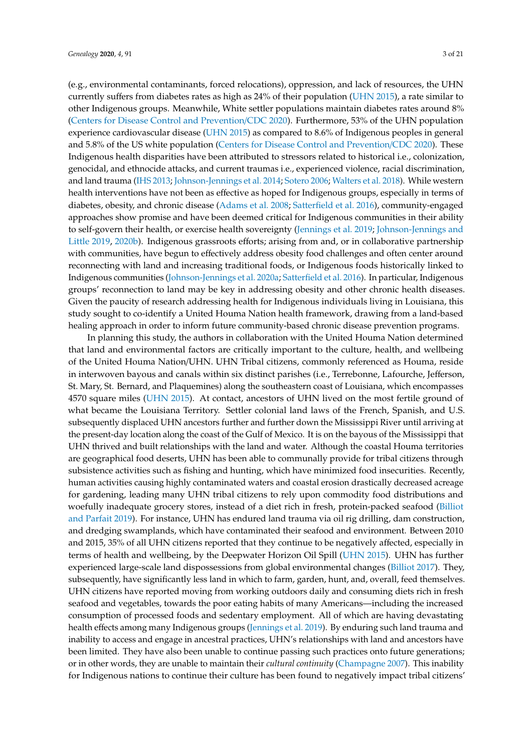(e.g., environmental contaminants, forced relocations), oppression, and lack of resources, the UHN currently suffers from diabetes rates as high as 24% of their population (UHN 2015), a rate similar to other Indigenous groups. Meanwhile, White settler populations maintain diabetes rates around 8% (Centers for Disease Control and Prevention/CDC 2020). Furthermore, 53% of the UHN population experience cardiovascular disease (UHN 2015) as compared to 8.6% of Indigenous peoples in general and 5.8% of the US white population (Centers for Disease Control and Prevention/CDC 2020). These Indigenous health disparities have been attributed to stressors related to historical i.e., colonization, genocidal, and ethnocide attacks, and current traumas i.e., experienced violence, racial discrimination, and land trauma (IHS 2013; Johnson-Jennings et al. 2014; Sotero 2006; Walters et al. 2018). While western health interventions have not been as effective as hoped for Indigenous groups, especially in terms of diabetes, obesity, and chronic disease (Adams et al. 2008; Satterfield et al. 2016), community-engaged approaches show promise and have been deemed critical for Indigenous communities in their ability to self-govern their health, or exercise health sovereignty (Jennings et al. 2019; Johnson-Jennings and Little 2019, 2020b). Indigenous grassroots efforts; arising from and, or in collaborative partnership with communities, have begun to effectively address obesity food challenges and often center around reconnecting with land and increasing traditional foods, or Indigenous foods historically linked to Indigenous communities (Johnson-Jennings et al. 2020a; Satterfield et al. 2016). In particular, Indigenous groups' reconnection to land may be key in addressing obesity and other chronic health diseases. Given the paucity of research addressing health for Indigenous individuals living in Louisiana, this study sought to co-identify a United Houma Nation health framework, drawing from a land-based healing approach in order to inform future community-based chronic disease prevention programs.

In planning this study, the authors in collaboration with the United Houma Nation determined that land and environmental factors are critically important to the culture, health, and wellbeing of the United Houma Nation/UHN. UHN Tribal citizens, commonly referenced as Houma, reside in interwoven bayous and canals within six distinct parishes (i.e., Terrebonne, Lafourche, Jefferson, St. Mary, St. Bernard, and Plaquemines) along the southeastern coast of Louisiana, which encompasses 4570 square miles (UHN 2015). At contact, ancestors of UHN lived on the most fertile ground of what became the Louisiana Territory. Settler colonial land laws of the French, Spanish, and U.S. subsequently displaced UHN ancestors further and further down the Mississippi River until arriving at the present-day location along the coast of the Gulf of Mexico. It is on the bayous of the Mississippi that UHN thrived and built relationships with the land and water. Although the coastal Houma territories are geographical food deserts, UHN has been able to communally provide for tribal citizens through subsistence activities such as fishing and hunting, which have minimized food insecurities. Recently, human activities causing highly contaminated waters and coastal erosion drastically decreased acreage for gardening, leading many UHN tribal citizens to rely upon commodity food distributions and woefully inadequate grocery stores, instead of a diet rich in fresh, protein-packed seafood (Billiot and Parfait 2019). For instance, UHN has endured land trauma via oil rig drilling, dam construction, and dredging swamplands, which have contaminated their seafood and environment. Between 2010 and 2015, 35% of all UHN citizens reported that they continue to be negatively affected, especially in terms of health and wellbeing, by the Deepwater Horizon Oil Spill (UHN 2015). UHN has further experienced large-scale land dispossessions from global environmental changes (Billiot 2017). They, subsequently, have significantly less land in which to farm, garden, hunt, and, overall, feed themselves. UHN citizens have reported moving from working outdoors daily and consuming diets rich in fresh seafood and vegetables, towards the poor eating habits of many Americans—including the increased consumption of processed foods and sedentary employment. All of which are having devastating health effects among many Indigenous groups (Jennings et al. 2019). By enduring such land trauma and inability to access and engage in ancestral practices, UHN's relationships with land and ancestors have been limited. They have also been unable to continue passing such practices onto future generations; or in other words, they are unable to maintain their *cultural continuity* (Champagne 2007). This inability for Indigenous nations to continue their culture has been found to negatively impact tribal citizens'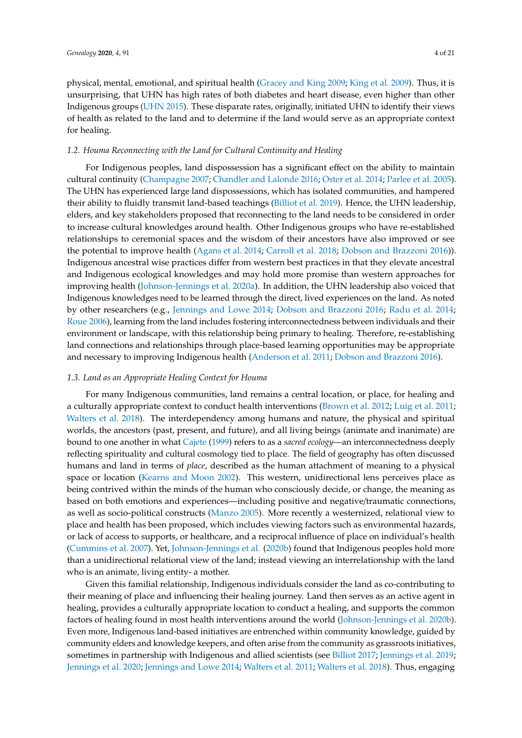physical, mental, emotional, and spiritual health (Gracey and King 2009; King et al. 2009). Thus, it is unsurprising, that UHN has high rates of both diabetes and heart disease, even higher than other Indigenous groups (UHN 2015). These disparate rates, originally, initiated UHN to identify their views of health as related to the land and to determine if the land would serve as an appropriate context for healing.

### *1.2. Houma Reconnecting with the Land for Cultural Continuity and Healing*

For Indigenous peoples, land dispossession has a significant effect on the ability to maintain cultural continuity (Champagne 2007; Chandler and Lalonde 2016; Oster et al. 2014; Parlee et al. 2005). The UHN has experienced large land dispossessions, which has isolated communities, and hampered their ability to fluidly transmit land-based teachings (Billiot et al. 2019). Hence, the UHN leadership, elders, and key stakeholders proposed that reconnecting to the land needs to be considered in order to increase cultural knowledges around health. Other Indigenous groups who have re-established relationships to ceremonial spaces and the wisdom of their ancestors have also improved or see the potential to improve health (Agans et al. 2014; Carroll et al. 2018; Dobson and Brazzoni 2016)). Indigenous ancestral wise practices differ from western best practices in that they elevate ancestral and Indigenous ecological knowledges and may hold more promise than western approaches for improving health (Johnson-Jennings et al. 2020a). In addition, the UHN leadership also voiced that Indigenous knowledges need to be learned through the direct, lived experiences on the land. As noted by other researchers (e.g., Jennings and Lowe 2014; Dobson and Brazzoni 2016; Radu et al. 2014; Roue 2006), learning from the land includes fostering interconnectedness between individuals and their environment or landscape, with this relationship being primary to healing. Therefore, re-establishing land connections and relationships through place-based learning opportunities may be appropriate and necessary to improving Indigenous health (Anderson et al. 2011; Dobson and Brazzoni 2016).

### *1.3. Land as an Appropriate Healing Context for Houma*

For many Indigenous communities, land remains a central location, or place, for healing and a culturally appropriate context to conduct health interventions (Brown et al. 2012; Luig et al. 2011; Walters et al. 2018). The interdependency among humans and nature, the physical and spiritual worlds, the ancestors (past, present, and future), and all living beings (animate and inanimate) are bound to one another in what Cajete (1999) refers to as a *sacred ecology*—an interconnectedness deeply reflecting spirituality and cultural cosmology tied to place. The field of geography has often discussed humans and land in terms of *place*, described as the human attachment of meaning to a physical space or location (Kearns and Moon 2002). This western, unidirectional lens perceives place as being contrived within the minds of the human who consciously decide, or change, the meaning as based on both emotions and experiences—including positive and negative/traumatic connections, as well as socio-political constructs (Manzo 2005). More recently a westernized, relational view to place and health has been proposed, which includes viewing factors such as environmental hazards, or lack of access to supports, or healthcare, and a reciprocal influence of place on individual's health (Cummins et al. 2007). Yet, Johnson-Jennings et al. (2020b) found that Indigenous peoples hold more than a unidirectional relational view of the land; instead viewing an interrelationship with the land who is an animate, living entity- a mother.

Given this familial relationship, Indigenous individuals consider the land as co-contributing to their meaning of place and influencing their healing journey. Land then serves as an active agent in healing, provides a culturally appropriate location to conduct a healing, and supports the common factors of healing found in most health interventions around the world (Johnson-Jennings et al. 2020b). Even more, Indigenous land-based initiatives are entrenched within community knowledge, guided by community elders and knowledge keepers, and often arise from the community as grassroots initiatives, sometimes in partnership with Indigenous and allied scientists (see Billiot 2017; Jennings et al. 2019; Jennings et al. 2020; Jennings and Lowe 2014; Walters et al. 2011; Walters et al. 2018). Thus, engaging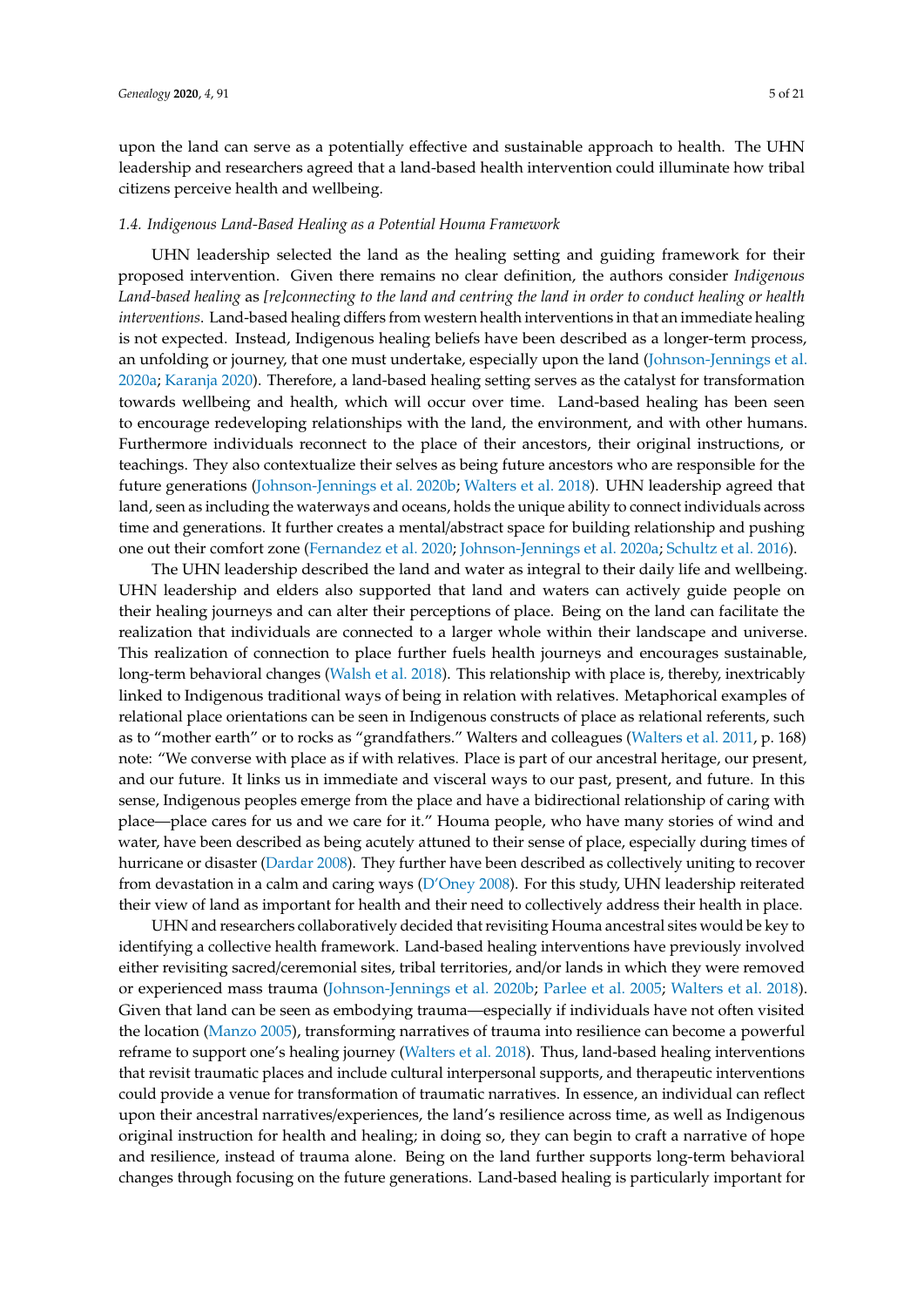upon the land can serve as a potentially effective and sustainable approach to health. The UHN leadership and researchers agreed that a land-based health intervention could illuminate how tribal citizens perceive health and wellbeing.

### *1.4. Indigenous Land-Based Healing as a Potential Houma Framework*

UHN leadership selected the land as the healing setting and guiding framework for their proposed intervention. Given there remains no clear definition, the authors consider *Indigenous Land-based healing* as *[re]connecting to the land and centring the land in order to conduct healing or health interventions*. Land-based healing differs from western health interventions in that an immediate healing is not expected. Instead, Indigenous healing beliefs have been described as a longer-term process, an unfolding or journey, that one must undertake, especially upon the land (Johnson-Jennings et al. 2020a; Karanja 2020). Therefore, a land-based healing setting serves as the catalyst for transformation towards wellbeing and health, which will occur over time. Land-based healing has been seen to encourage redeveloping relationships with the land, the environment, and with other humans. Furthermore individuals reconnect to the place of their ancestors, their original instructions, or teachings. They also contextualize their selves as being future ancestors who are responsible for the future generations (Johnson-Jennings et al. 2020b; Walters et al. 2018). UHN leadership agreed that land, seen as including the waterways and oceans, holds the unique ability to connect individuals across time and generations. It further creates a mental/abstract space for building relationship and pushing one out their comfort zone (Fernandez et al. 2020; Johnson-Jennings et al. 2020a; Schultz et al. 2016).

The UHN leadership described the land and water as integral to their daily life and wellbeing. UHN leadership and elders also supported that land and waters can actively guide people on their healing journeys and can alter their perceptions of place. Being on the land can facilitate the realization that individuals are connected to a larger whole within their landscape and universe. This realization of connection to place further fuels health journeys and encourages sustainable, long-term behavioral changes (Walsh et al. 2018). This relationship with place is, thereby, inextricably linked to Indigenous traditional ways of being in relation with relatives. Metaphorical examples of relational place orientations can be seen in Indigenous constructs of place as relational referents, such as to "mother earth" or to rocks as "grandfathers." Walters and colleagues (Walters et al. 2011, p. 168) note: "We converse with place as if with relatives. Place is part of our ancestral heritage, our present, and our future. It links us in immediate and visceral ways to our past, present, and future. In this sense, Indigenous peoples emerge from the place and have a bidirectional relationship of caring with place—place cares for us and we care for it." Houma people, who have many stories of wind and water, have been described as being acutely attuned to their sense of place, especially during times of hurricane or disaster (Dardar 2008). They further have been described as collectively uniting to recover from devastation in a calm and caring ways (D'Oney 2008). For this study, UHN leadership reiterated their view of land as important for health and their need to collectively address their health in place.

UHN and researchers collaboratively decided that revisiting Houma ancestral sites would be key to identifying a collective health framework. Land-based healing interventions have previously involved either revisiting sacred/ceremonial sites, tribal territories, and/or lands in which they were removed or experienced mass trauma (Johnson-Jennings et al. 2020b; Parlee et al. 2005; Walters et al. 2018). Given that land can be seen as embodying trauma—especially if individuals have not often visited the location (Manzo 2005), transforming narratives of trauma into resilience can become a powerful reframe to support one's healing journey (Walters et al. 2018). Thus, land-based healing interventions that revisit traumatic places and include cultural interpersonal supports, and therapeutic interventions could provide a venue for transformation of traumatic narratives. In essence, an individual can reflect upon their ancestral narratives/experiences, the land's resilience across time, as well as Indigenous original instruction for health and healing; in doing so, they can begin to craft a narrative of hope and resilience, instead of trauma alone. Being on the land further supports long-term behavioral changes through focusing on the future generations. Land-based healing is particularly important for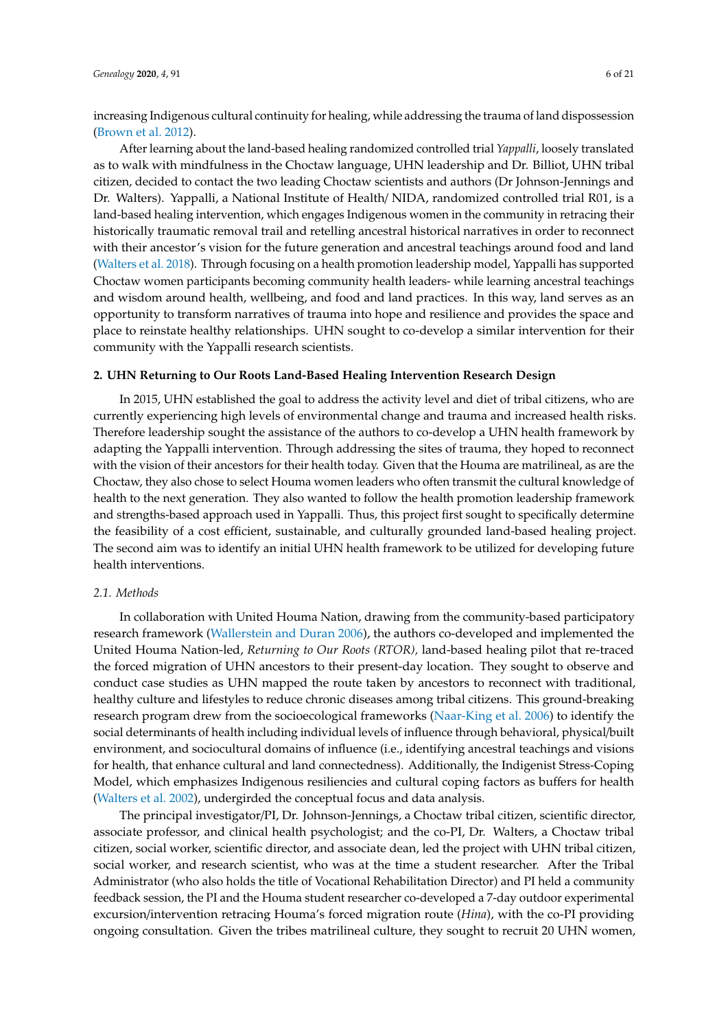increasing Indigenous cultural continuity for healing, while addressing the trauma of land dispossession (Brown et al. 2012).

After learning about the land-based healing randomized controlled trial *Yappalli*, loosely translated as to walk with mindfulness in the Choctaw language, UHN leadership and Dr. Billiot, UHN tribal citizen, decided to contact the two leading Choctaw scientists and authors (Dr Johnson-Jennings and Dr. Walters). Yappalli, a National Institute of Health/ NIDA, randomized controlled trial R01, is a land-based healing intervention, which engages Indigenous women in the community in retracing their historically traumatic removal trail and retelling ancestral historical narratives in order to reconnect with their ancestor's vision for the future generation and ancestral teachings around food and land (Walters et al. 2018). Through focusing on a health promotion leadership model, Yappalli has supported Choctaw women participants becoming community health leaders- while learning ancestral teachings and wisdom around health, wellbeing, and food and land practices. In this way, land serves as an opportunity to transform narratives of trauma into hope and resilience and provides the space and place to reinstate healthy relationships. UHN sought to co-develop a similar intervention for their community with the Yappalli research scientists.

## 2. UHN Returning to Our Roots Land-Based Healing Intervention Research Design

In 2015, UHN established the goal to address the activity level and diet of tribal citizens, who are currently experiencing high levels of environmental change and trauma and increased health risks. Therefore leadership sought the assistance of the authors to co-develop a UHN health framework by adapting the Yappalli intervention. Through addressing the sites of trauma, they hoped to reconnect with the vision of their ancestors for their health today. Given that the Houma are matrilineal, as are the Choctaw, they also chose to select Houma women leaders who often transmit the cultural knowledge of health to the next generation. They also wanted to follow the health promotion leadership framework and strengths-based approach used in Yappalli. Thus, this project first sought to specifically determine the feasibility of a cost efficient, sustainable, and culturally grounded land-based healing project. The second aim was to identify an initial UHN health framework to be utilized for developing future health interventions.

### *2.1. Methods*

In collaboration with United Houma Nation, drawing from the community-based participatory research framework (Wallerstein and Duran 2006), the authors co-developed and implemented the United Houma Nation-led, *Returning to Our Roots (RTOR),* land-based healing pilot that re-traced the forced migration of UHN ancestors to their present-day location. They sought to observe and conduct case studies as UHN mapped the route taken by ancestors to reconnect with traditional, healthy culture and lifestyles to reduce chronic diseases among tribal citizens. This ground-breaking research program drew from the socioecological frameworks (Naar-King et al. 2006) to identify the social determinants of health including individual levels of influence through behavioral, physical/built environment, and sociocultural domains of influence (i.e., identifying ancestral teachings and visions for health, that enhance cultural and land connectedness). Additionally, the Indigenist Stress-Coping Model, which emphasizes Indigenous resiliencies and cultural coping factors as buffers for health (Walters et al. 2002), undergirded the conceptual focus and data analysis.

The principal investigator/PI, Dr. Johnson-Jennings, a Choctaw tribal citizen, scientific director, associate professor, and clinical health psychologist; and the co-PI, Dr. Walters, a Choctaw tribal citizen, social worker, scientific director, and associate dean, led the project with UHN tribal citizen, social worker, and research scientist, who was at the time a student researcher. After the Tribal Administrator (who also holds the title of Vocational Rehabilitation Director) and PI held a community feedback session, the PI and the Houma student researcher co-developed a 7-day outdoor experimental excursion/intervention retracing Houma's forced migration route (*Hina*), with the co-PI providing ongoing consultation. Given the tribes matrilineal culture, they sought to recruit 20 UHN women,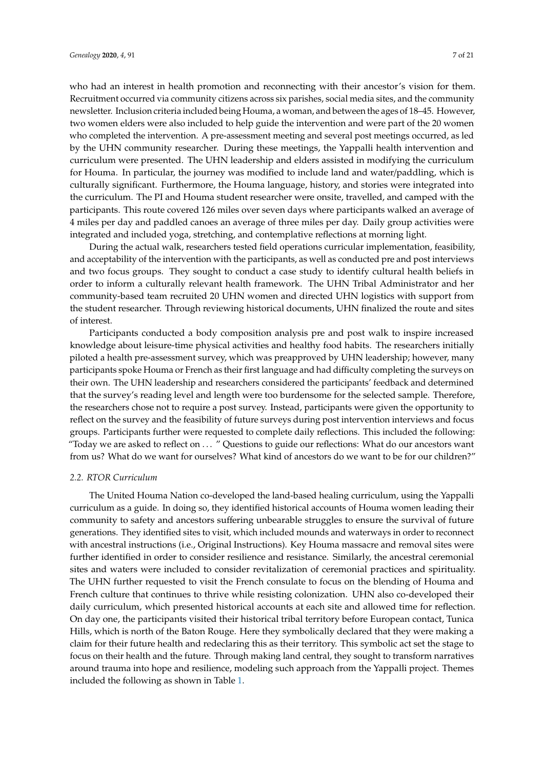who had an interest in health promotion and reconnecting with their ancestor's vision for them. Recruitment occurred via community citizens across six parishes, social media sites, and the community newsletter. Inclusion criteria included being Houma, a woman, and between the ages of 18–45. However, two women elders were also included to help guide the intervention and were part of the 20 women who completed the intervention. A pre-assessment meeting and several post meetings occurred, as led by the UHN community researcher. During these meetings, the Yappalli health intervention and curriculum were presented. The UHN leadership and elders assisted in modifying the curriculum for Houma. In particular, the journey was modified to include land and water/paddling, which is culturally significant. Furthermore, the Houma language, history, and stories were integrated into the curriculum. The PI and Houma student researcher were onsite, travelled, and camped with the participants. This route covered 126 miles over seven days where participants walked an average of 4 miles per day and paddled canoes an average of three miles per day. Daily group activities were integrated and included yoga, stretching, and contemplative reflections at morning light.

During the actual walk, researchers tested field operations curricular implementation, feasibility, and acceptability of the intervention with the participants, as well as conducted pre and post interviews and two focus groups. They sought to conduct a case study to identify cultural health beliefs in order to inform a culturally relevant health framework. The UHN Tribal Administrator and her community-based team recruited 20 UHN women and directed UHN logistics with support from the student researcher. Through reviewing historical documents, UHN finalized the route and sites of interest.

Participants conducted a body composition analysis pre and post walk to inspire increased knowledge about leisure-time physical activities and healthy food habits. The researchers initially piloted a health pre-assessment survey, which was preapproved by UHN leadership; however, many participants spoke Houma or French as their first language and had difficulty completing the surveys on their own. The UHN leadership and researchers considered the participants' feedback and determined that the survey's reading level and length were too burdensome for the selected sample. Therefore, the researchers chose not to require a post survey. Instead, participants were given the opportunity to reflect on the survey and the feasibility of future surveys during post intervention interviews and focus groups. Participants further were requested to complete daily reflections. This included the following: "Today we are asked to reflect on ... " Questions to guide our reflections: What do our ancestors want from us? What do we want for ourselves? What kind of ancestors do we want to be for our children?"

### 2.2. RTOR Curriculum

The United Houma Nation co-developed the land-based healing curriculum, using the Yappalli curriculum as a guide. In doing so, they identified historical accounts of Houma women leading their community to safety and ancestors suffering unbearable struggles to ensure the survival of future generations. They identified sites to visit, which included mounds and waterways in order to reconnect with ancestral instructions (i.e., Original Instructions). Key Houma massacre and removal sites were further identified in order to consider resilience and resistance. Similarly, the ancestral ceremonial sites and waters were included to consider revitalization of ceremonial practices and spirituality. The UHN further requested to visit the French consulate to focus on the blending of Houma and French culture that continues to thrive while resisting colonization. UHN also co-developed their daily curriculum, which presented historical accounts at each site and allowed time for reflection. On day one, the participants visited their historical tribal territory before European contact, Tunica Hills, which is north of the Baton Rouge. Here they symbolically declared that they were making a claim for their future health and redeclaring this as their territory. This symbolic act set the stage to focus on their health and the future. Through making land central, they sought to transform narratives around trauma into hope and resilience, modeling such approach from the Yappalli project. Themes included the following as shown in Table 1.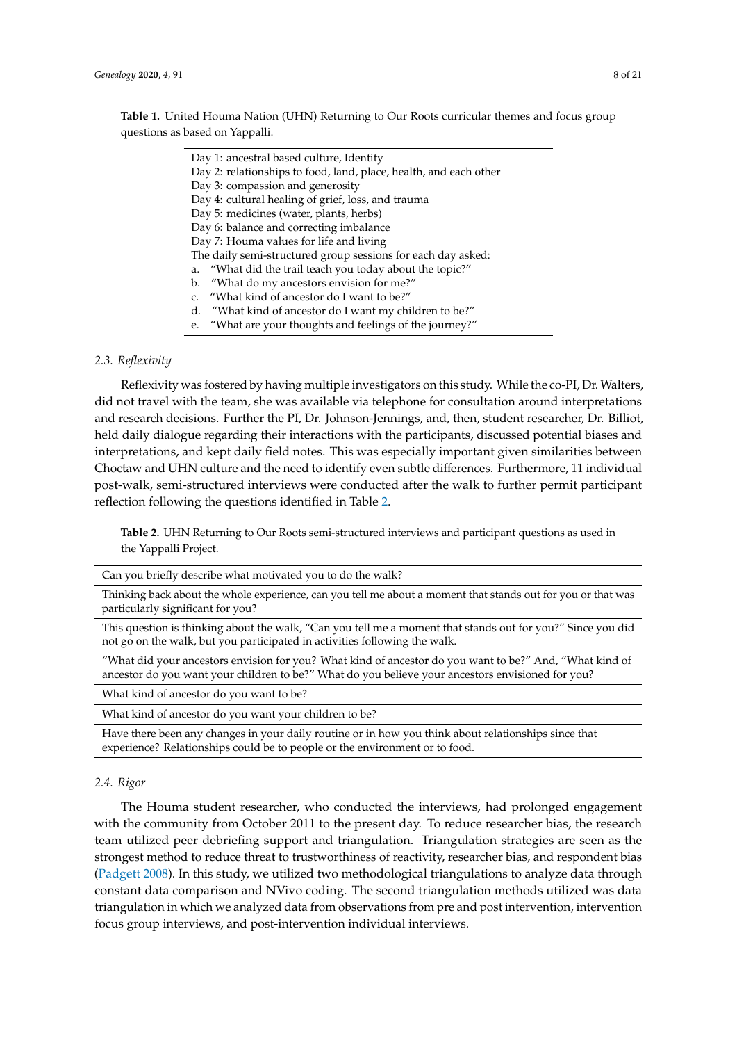**Table 1.** United Houma Nation (UHN) Returning to Our Roots curricular themes and focus group questions as based on Yappalli.

| |
|---|
| Day 1: ancestral based culture, Identity |
| Day 2: relationships to food, land, place, health, and each other |
| Day 3: compassion and generosity |
| Day 4: cultural healing of grief, loss, and trauma |
| Day 5: medicines (water, plants, herbs) |
| Day 6: balance and correcting imbalance |
| Day 7: Houma values for life and living |
| The daily semi-structured group sessions for each day asked: |
| a. "What did the trail teach you today about the topic?" |
| b. "What do my ancestors envision for me?" |
| c. "What kind of ancestor do I want to be?" |
| d. "What kind of ancestor do I want my children to be?" |
| e. "What are your thoughts and feelings of the journey?" |

### 2.3. Reflexivity

Reflexivity was fostered by having multiple investigators on this study. While the co-PI, Dr. Walters, did not travel with the team, she was available via telephone for consultation around interpretations and research decisions. Further the PI, Dr. Johnson-Jennings, and, then, student researcher, Dr. Billiot, held daily dialogue regarding their interactions with the participants, discussed potential biases and interpretations, and kept daily field notes. This was especially important given similarities between Choctaw and UHN culture and the need to identify even subtle differences. Furthermore, 11 individual post-walk, semi-structured interviews were conducted after the walk to further permit participant reflection following the questions identified in Table 2.

**Table 2.** UHN Returning to Our Roots semi-structured interviews and participant questions as used in the Yappalli Project.

| |
|---|
| Can you briefly describe what motivated you to do the walk? |
| Thinking back about the whole experience, can you tell me about a moment that stands out for you or that was particularly significant for you? |
| This question is thinking about the walk, "Can you tell me a moment that stands out for you?" Since you did not go on the walk, but you participated in activities following the walk. |
| "What did your ancestors envision for you? What kind of ancestor do you want to be?" And, "What kind of ancestor do you want your children to be?" What do you believe your ancestors envisioned for you? |
| What kind of ancestor do you want to be? |
| What kind of ancestor do you want your children to be? |
| Have there been any changes in your daily routine or in how you think about relationships since that experience? Relationships could be to people or the environment or to food. |

### 2.4. Rigor

The Houma student researcher, who conducted the interviews, had prolonged engagement with the community from October 2011 to the present day. To reduce researcher bias, the research team utilized peer debriefing support and triangulation. Triangulation strategies are seen as the strongest method to reduce threat to trustworthiness of reactivity, researcher bias, and respondent bias (Padgett 2008). In this study, we utilized two methodological triangulations to analyze data through constant data comparison and NVivo coding. The second triangulation methods utilized was data triangulation in which we analyzed data from observations from pre and post intervention, intervention focus group interviews, and post-intervention individual interviews.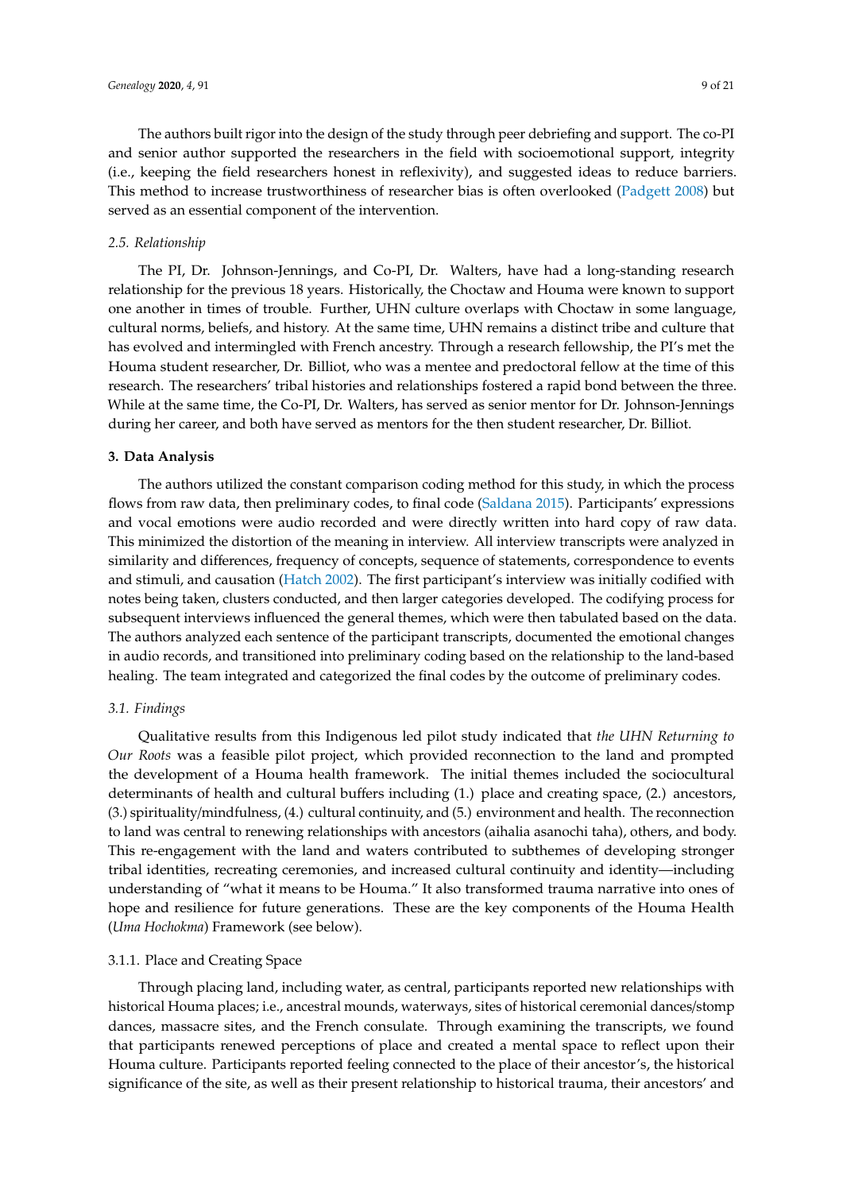The authors built rigor into the design of the study through peer debriefing and support. The co-PI and senior author supported the researchers in the field with socioemotional support, integrity (i.e., keeping the field researchers honest in reflexivity), and suggested ideas to reduce barriers. This method to increase trustworthiness of researcher bias is often overlooked (Padgett 2008) but served as an essential component of the intervention.

### 2.5. Relationship

The PI, Dr. Johnson-Jennings, and Co-PI, Dr. Walters, have had a long-standing research relationship for the previous 18 years. Historically, the Choctaw and Houma were known to support one another in times of trouble. Further, UHN culture overlaps with Choctaw in some language, cultural norms, beliefs, and history. At the same time, UHN remains a distinct tribe and culture that has evolved and intermingled with French ancestry. Through a research fellowship, the PI's met the Houma student researcher, Dr. Billiot, who was a mentee and predoctoral fellow at the time of this research. The researchers' tribal histories and relationships fostered a rapid bond between the three. While at the same time, the Co-PI, Dr. Walters, has served as senior mentor for Dr. Johnson-Jennings during her career, and both have served as mentors for the then student researcher, Dr. Billiot.

## 3. Data Analysis

The authors utilized the constant comparison coding method for this study, in which the process flows from raw data, then preliminary codes, to final code (Saldana 2015). Participants' expressions and vocal emotions were audio recorded and were directly written into hard copy of raw data. This minimized the distortion of the meaning in interview. All interview transcripts were analyzed in similarity and differences, frequency of concepts, sequence of statements, correspondence to events and stimuli, and causation (Hatch 2002). The first participant's interview was initially codified with notes being taken, clusters conducted, and then larger categories developed. The codifying process for subsequent interviews influenced the general themes, which were then tabulated based on the data. The authors analyzed each sentence of the participant transcripts, documented the emotional changes in audio records, and transitioned into preliminary coding based on the relationship to the land-based healing. The team integrated and categorized the final codes by the outcome of preliminary codes.

### 3.1. Findings

Qualitative results from this Indigenous led pilot study indicated that *the UHN Returning to Our Roots* was a feasible pilot project, which provided reconnection to the land and prompted the development of a Houma health framework. The initial themes included the sociocultural determinants of health and cultural buffers including (1.) place and creating space, (2.) ancestors, (3.) spirituality/mindfulness, (4.) cultural continuity, and (5.) environment and health. The reconnection to land was central to renewing relationships with ancestors (aihalia asanochi taha), others, and body. This re-engagement with the land and waters contributed to subthemes of developing stronger tribal identities, recreating ceremonies, and increased cultural continuity and identity—including understanding of "what it means to be Houma." It also transformed trauma narrative into ones of hope and resilience for future generations. These are the key components of the Houma Health (*Uma Hochokma*) Framework (see below).

#### 3.1.1. Place and Creating Space

Through placing land, including water, as central, participants reported new relationships with historical Houma places; i.e., ancestral mounds, waterways, sites of historical ceremonial dances/stomp dances, massacre sites, and the French consulate. Through examining the transcripts, we found that participants renewed perceptions of place and created a mental space to reflect upon their Houma culture. Participants reported feeling connected to the place of their ancestor's, the historical significance of the site, as well as their present relationship to historical trauma, their ancestors' and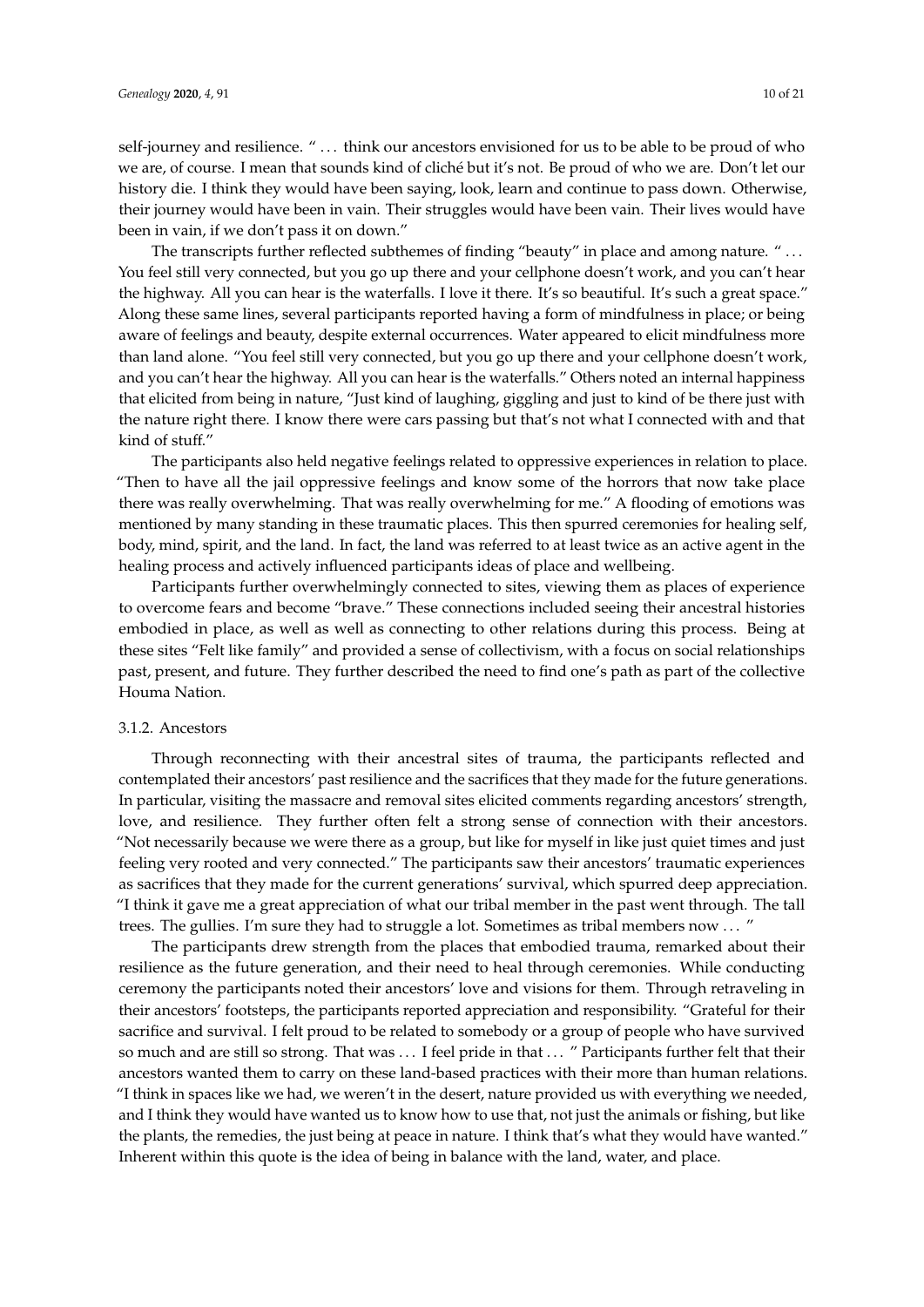self-journey and resilience. " … think our ancestors envisioned for us to be able to be proud of who we are, of course. I mean that sounds kind of cliché but it's not. Be proud of who we are. Don't let our history die. I think they would have been saying, look, learn and continue to pass down. Otherwise, their journey would have been in vain. Their struggles would have been vain. Their lives would have been in vain, if we don't pass it on down."

The transcripts further reflected subthemes of finding "beauty" in place and among nature. " … You feel still very connected, but you go up there and your cellphone doesn't work, and you can't hear the highway. All you can hear is the waterfalls. I love it there. It's so beautiful. It's such a great space." Along these same lines, several participants reported having a form of mindfulness in place; or being aware of feelings and beauty, despite external occurrences. Water appeared to elicit mindfulness more than land alone. "You feel still very connected, but you go up there and your cellphone doesn't work, and you can't hear the highway. All you can hear is the waterfalls." Others noted an internal happiness that elicited from being in nature, "Just kind of laughing, giggling and just to kind of be there just with the nature right there. I know there were cars passing but that's not what I connected with and that kind of stuff."

The participants also held negative feelings related to oppressive experiences in relation to place. "Then to have all the jail oppressive feelings and know some of the horrors that now take place there was really overwhelming. That was really overwhelming for me." A flooding of emotions was mentioned by many standing in these traumatic places. This then spurred ceremonies for healing self, body, mind, spirit, and the land. In fact, the land was referred to at least twice as an active agent in the healing process and actively influenced participants ideas of place and wellbeing.

Participants further overwhelmingly connected to sites, viewing them as places of experience to overcome fears and become "brave." These connections included seeing their ancestral histories embodied in place, as well as well as connecting to other relations during this process. Being at these sites "Felt like family" and provided a sense of collectivism, with a focus on social relationships past, present, and future. They further described the need to find one's path as part of the collective Houma Nation.

#### 3.1.2. Ancestors

Through reconnecting with their ancestral sites of trauma, the participants reflected and contemplated their ancestors' past resilience and the sacrifices that they made for the future generations. In particular, visiting the massacre and removal sites elicited comments regarding ancestors' strength, love, and resilience. They further often felt a strong sense of connection with their ancestors. "Not necessarily because we were there as a group, but like for myself in like just quiet times and just feeling very rooted and very connected." The participants saw their ancestors' traumatic experiences as sacrifices that they made for the current generations' survival, which spurred deep appreciation. "I think it gave me a great appreciation of what our tribal member in the past went through. The tall trees. The gullies. I'm sure they had to struggle a lot. Sometimes as tribal members now … "

The participants drew strength from the places that embodied trauma, remarked about their resilience as the future generation, and their need to heal through ceremonies. While conducting ceremony the participants noted their ancestors' love and visions for them. Through retraveling in their ancestors' footsteps, the participants reported appreciation and responsibility. "Grateful for their sacrifice and survival. I felt proud to be related to somebody or a group of people who have survived so much and are still so strong. That was … I feel pride in that … " Participants further felt that their ancestors wanted them to carry on these land-based practices with their more than human relations. "I think in spaces like we had, we weren't in the desert, nature provided us with everything we needed, and I think they would have wanted us to know how to use that, not just the animals or fishing, but like the plants, the remedies, the just being at peace in nature. I think that's what they would have wanted." Inherent within this quote is the idea of being in balance with the land, water, and place.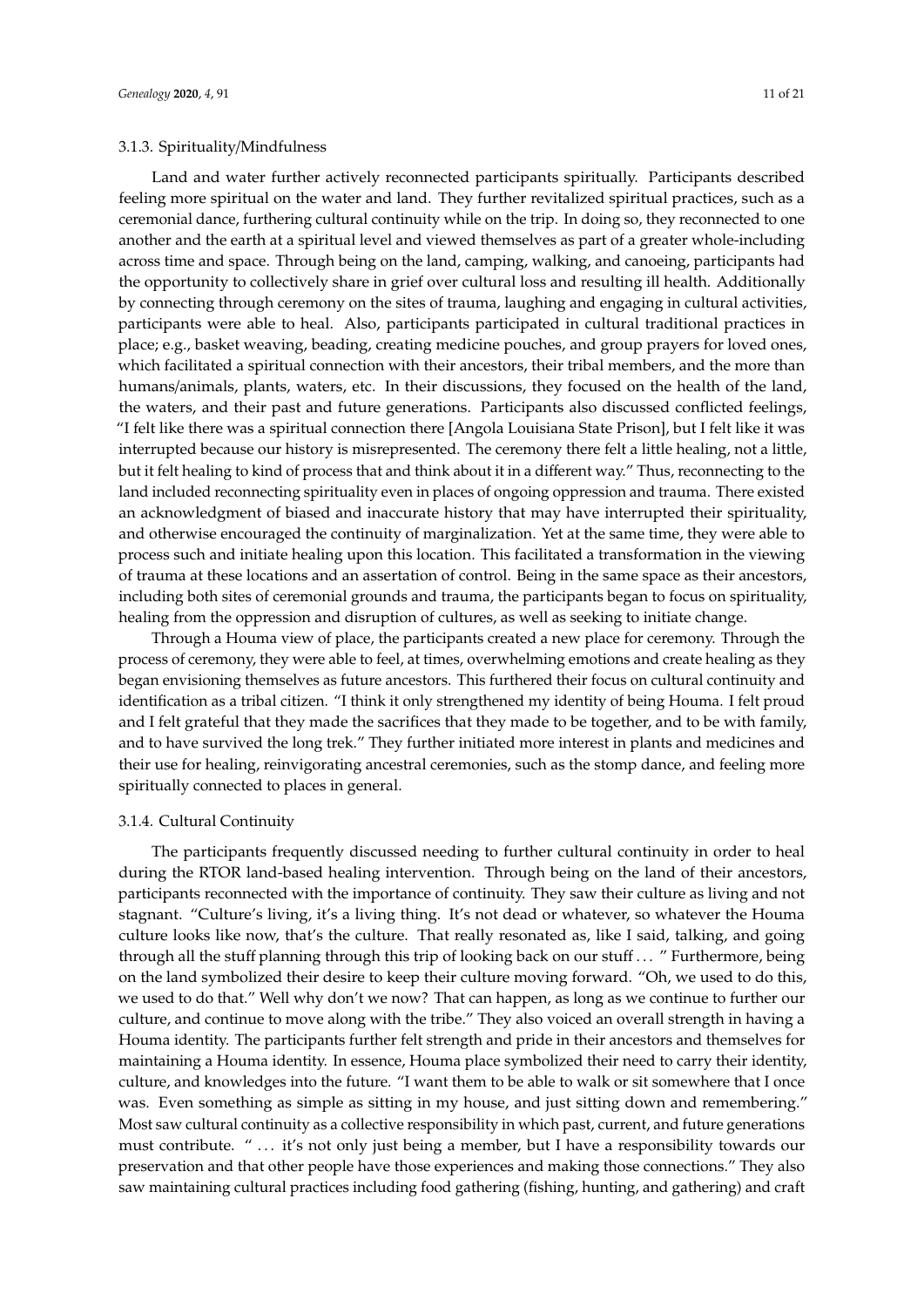### 3.1.3. Spirituality/Mindfulness

Land and water further actively reconnected participants spiritually. Participants described feeling more spiritual on the water and land. They further revitalized spiritual practices, such as a ceremonial dance, furthering cultural continuity while on the trip. In doing so, they reconnected to one another and the earth at a spiritual level and viewed themselves as part of a greater whole-including across time and space. Through being on the land, camping, walking, and canoeing, participants had the opportunity to collectively share in grief over cultural loss and resulting ill health. Additionally by connecting through ceremony on the sites of trauma, laughing and engaging in cultural activities, participants were able to heal. Also, participants participated in cultural traditional practices in place; e.g., basket weaving, beading, creating medicine pouches, and group prayers for loved ones, which facilitated a spiritual connection with their ancestors, their tribal members, and the more than humans/animals, plants, waters, etc. In their discussions, they focused on the health of the land, the waters, and their past and future generations. Participants also discussed conflicted feelings, "I felt like there was a spiritual connection there [Angola Louisiana State Prison], but I felt like it was interrupted because our history is misrepresented. The ceremony there felt a little healing, not a little, but it felt healing to kind of process that and think about it in a different way." Thus, reconnecting to the land included reconnecting spirituality even in places of ongoing oppression and trauma. There existed an acknowledgment of biased and inaccurate history that may have interrupted their spirituality, and otherwise encouraged the continuity of marginalization. Yet at the same time, they were able to process such and initiate healing upon this location. This facilitated a transformation in the viewing of trauma at these locations and an assertion of control. Being in the same space as their ancestors, including both sites of ceremonial grounds and trauma, the participants began to focus on spirituality, healing from the oppression and disruption of cultures, as well as seeking to initiate change.

Through a Houma view of place, the participants created a new place for ceremony. Through the process of ceremony, they were able to feel, at times, overwhelming emotions and create healing as they began envisioning themselves as future ancestors. This furthered their focus on cultural continuity and identification as a tribal citizen. "I think it only strengthened my identity of being Houma. I felt proud and I felt grateful that they made the sacrifices that they made to be together, and to be with family, and to have survived the long trek." They further initiated more interest in plants and medicines and their use for healing, reinvigorating ancestral ceremonies, such as the stomp dance, and feeling more spiritually connected to places in general.

### 3.1.4. Cultural Continuity

The participants frequently discussed needing to further cultural continuity in order to heal during the RTOR land-based healing intervention. Through being on the land of their ancestors, participants reconnected with the importance of continuity. They saw their culture as living and not stagnant. "Culture's living, it's a living thing. It's not dead or whatever, so whatever the Houma culture looks like now, that's the culture. That really resonated as, like I said, talking, and going through all the stuff planning through this trip of looking back on our stuff ... " Furthermore, being on the land symbolized their desire to keep their culture moving forward. "Oh, we used to do this, we used to do that." Well why don't we now? That can happen, as long as we continue to further our culture, and continue to move along with the tribe." They also voiced an overall strength in having a Houma identity. The participants further felt strength and pride in their ancestors and themselves for maintaining a Houma identity. In essence, Houma place symbolized their need to carry their identity, culture, and knowledges into the future. "I want them to be able to walk or sit somewhere that I once was. Even something as simple as sitting in my house, and just sitting down and remembering." Most saw cultural continuity as a collective responsibility in which past, current, and future generations must contribute. " ... it's not only just being a member, but I have a responsibility towards our preservation and that other people have those experiences and making those connections." They also saw maintaining cultural practices including food gathering (fishing, hunting, and gathering) and craft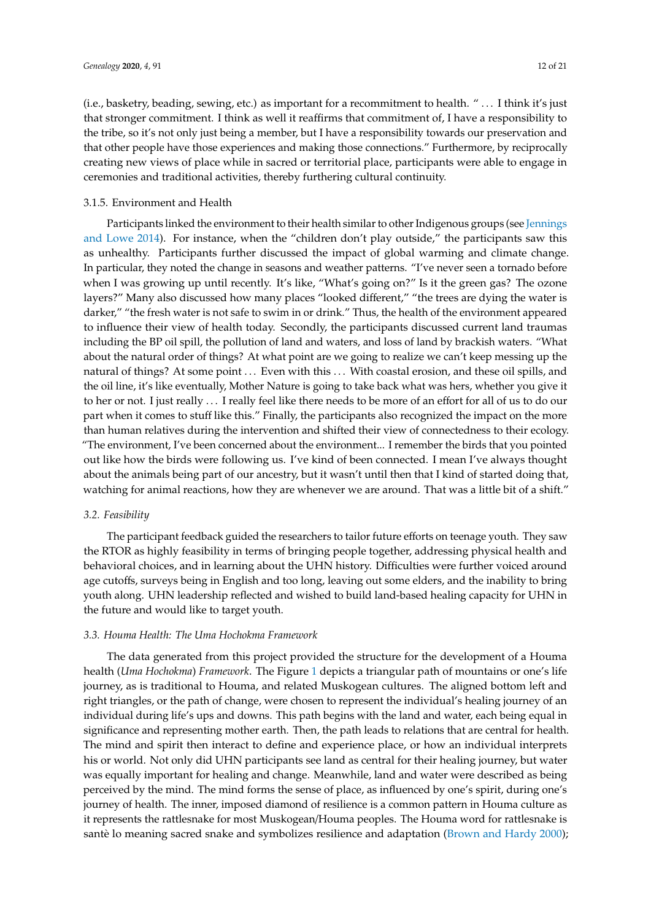(i.e., basketry, beading, sewing, etc.) as important for a recommitment to health. " ... I think it's just that stronger commitment. I think as well it reaffirms that commitment of, I have a responsibility to the tribe, so it's not only just being a member, but I have a responsibility towards our preservation and that other people have those experiences and making those connections." Furthermore, by reciprocally creating new views of place while in sacred or territorial place, participants were able to engage in ceremonies and traditional activities, thereby furthering cultural continuity.

#### 3.1.5. Environment and Health

Participants linked the environment to their health similar to other Indigenous groups (see Jennings and Lowe 2014). For instance, when the "children don't play outside," the participants saw this as unhealthy. Participants further discussed the impact of global warming and climate change. In particular, they noted the change in seasons and weather patterns. "I've never seen a tornado before when I was growing up until recently. It's like, "What's going on?" Is it the green gas? The ozone layers?" Many also discussed how many places "looked different," "the trees are dying the water is darker," "the fresh water is not safe to swim in or drink." Thus, the health of the environment appeared to influence their view of health today. Secondly, the participants discussed current land traumas including the BP oil spill, the pollution of land and waters, and loss of land by brackish waters. "What about the natural order of things? At what point are we going to realize we can't keep messing up the natural of things? At some point ... Even with this ... With coastal erosion, and these oil spills, and the oil line, it's like eventually, Mother Nature is going to take back what was hers, whether you give it to her or not. I just really ... I really feel like there needs to be more of an effort for all of us to do our part when it comes to stuff like this." Finally, the participants also recognized the impact on the more than human relatives during the intervention and shifted their view of connectedness to their ecology. "The environment, I've been concerned about the environment... I remember the birds that you pointed out like how the birds were following us. I've kind of been connected. I mean I've always thought about the animals being part of our ancestry, but it wasn't until then that I kind of started doing that, watching for animal reactions, how they are whenever we are around. That was a little bit of a shift."

### *3.2. Feasibility*

The participant feedback guided the researchers to tailor future efforts on teenage youth. They saw the RTOR as highly feasibility in terms of bringing people together, addressing physical health and behavioral choices, and in learning about the UHN history. Difficulties were further voiced around age cutoffs, surveys being in English and too long, leaving out some elders, and the inability to bring youth along. UHN leadership reflected and wished to build land-based healing capacity for UHN in the future and would like to target youth.

### *3.3. Houma Health: The Uma Hochokma Framework*

The data generated from this project provided the structure for the development of a Houma health (*Uma Hochokma*) *Framework*. The Figure 1 depicts a triangular path of mountains or one's life journey, as is traditional to Houma, and related Muskogean cultures. The aligned bottom left and right triangles, or the path of change, were chosen to represent the individual's healing journey of an individual during life's ups and downs. This path begins with the land and water, each being equal in significance and representing mother earth. Then, the path leads to relations that are central for health. The mind and spirit then interact to define and experience place, or how an individual interprets his or world. Not only did UHN participants see land as central for their healing journey, but water was equally important for healing and change. Meanwhile, land and water were described as being perceived by the mind. The mind forms the sense of place, as influenced by one's spirit, during one's journey of health. The inner, imposed diamond of resilience is a common pattern in Houma culture as it represents the rattlesnake for most Muskogean/Houma peoples. The Houma word for rattlesnake is santè lo meaning sacred snake and symbolizes resilience and adaptation (Brown and Hardy 2000);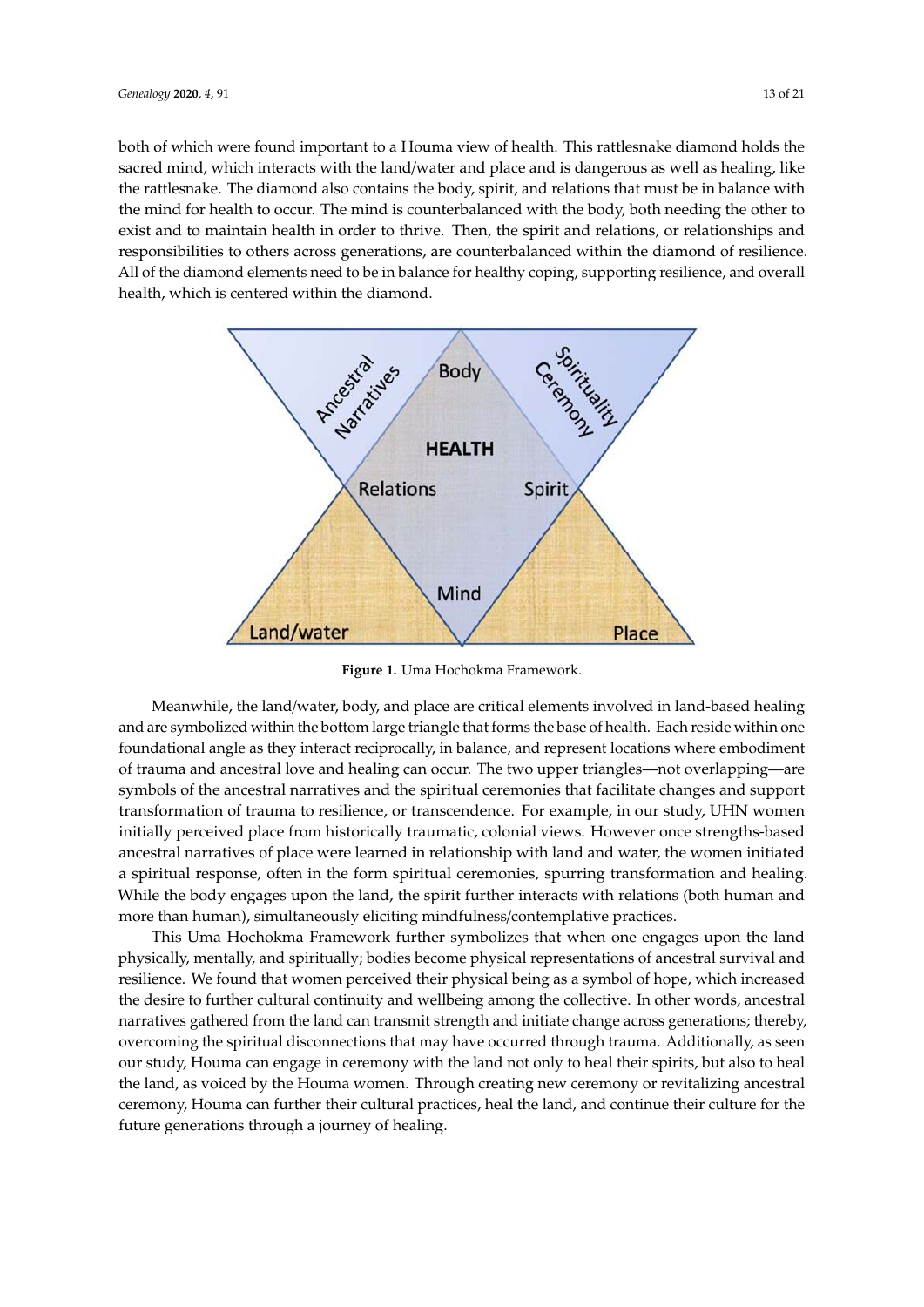both of which were found important to a Houma view of health. This rattlesnake diamond holds the sacred mind, which interacts with the land/water and place and is dangerous as well as healing, like the rattlesnake. The diamond also contains the body, spirit, and relations that must be in balance with the mind for health to occur. The mind is counterbalanced with the body, both needing the other to exist and to maintain health in order to thrive. Then, the spirit and relations, or relationships and responsibilities to others across generations, are counterbalanced within the diamond of resilience. All of the diamond elements need to be in balance for healthy coping, supporting resilience, and overall health, which is centered within the diamond.

**Figure 1.** Uma Hochokma Framework.

Meanwhile, the land/water, body, and place are critical elements involved in land-based healing and are symbolized within the bottom large triangle that forms the base of health. Each reside within one foundational angle as they interact reciprocally, in balance, and represent locations where embodiment of trauma and ancestral love and healing can occur. The two upper triangles—not overlapping—are symbols of the ancestral narratives and the spiritual ceremonies that facilitate changes and support transformation of trauma to resilience, or transcendence. For example, in our study, UHN women initially perceived place from historically traumatic, colonial views. However once strengths-based ancestral narratives of place were learned in relationship with land and water, the women initiated a spiritual response, often in the form spiritual ceremonies, spurring transformation and healing. While the body engages upon the land, the spirit further interacts with relations (both human and more than human), simultaneously eliciting mindfulness/contemplative practices.

This Uma Hochokma Framework further symbolizes that when one engages upon the land physically, mentally, and spiritually; bodies become physical representations of ancestral survival and resilience. We found that women perceived their physical being as a symbol of hope, which increased the desire to further cultural continuity and wellbeing among the collective. In other words, ancestral narratives gathered from the land can transmit strength and initiate change across generations; thereby, overcoming the spiritual disconnections that may have occurred through trauma. Additionally, as seen our study, Houma can engage in ceremony with the land not only to heal their spirits, but also to heal the land, as voiced by the Houma women. Through creating new ceremony or revitalizing ancestral ceremony, Houma can further their cultural practices, heal the land, and continue their culture for the future generations through a journey of healing.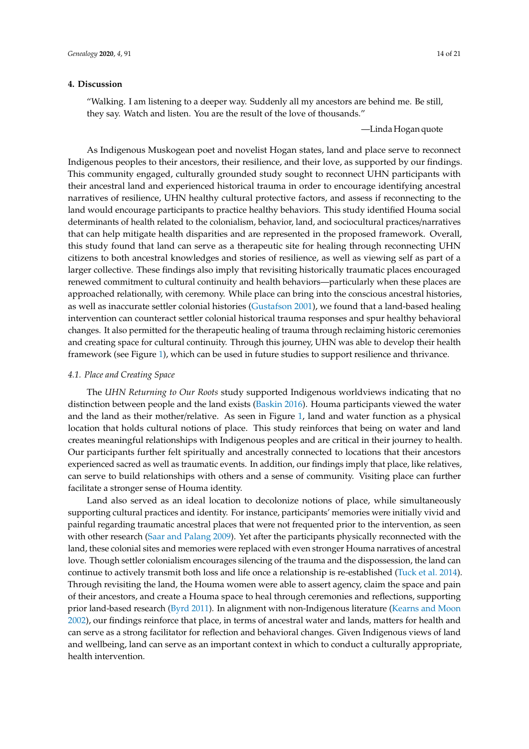## 4. Discussion

"Walking. I am listening to a deeper way. Suddenly all my ancestors are behind me. Be still, they say. Watch and listen. You are the result of the love of thousands."

—Linda Hogan quote

As Indigenous Muskogean poet and novelist Hogan states, land and place serve to reconnect Indigenous peoples to their ancestors, their resilience, and their love, as supported by our findings. This community engaged, culturally grounded study sought to reconnect UHN participants with their ancestral land and experienced historical trauma in order to encourage identifying ancestral narratives of resilience, UHN healthy cultural protective factors, and assess if reconnecting to the land would encourage participants to practice healthy behaviors. This study identified Houma social determinants of health related to the colonialism, behavior, land, and sociocultural practices/narratives that can help mitigate health disparities and are represented in the proposed framework. Overall, this study found that land can serve as a therapeutic site for healing through reconnecting UHN citizens to both ancestral knowledges and stories of resilience, as well as viewing self as part of a larger collective. These findings also imply that revisiting historically traumatic places encouraged renewed commitment to cultural continuity and health behaviors—particularly when these places are approached relationally, with ceremony. While place can bring into the conscious ancestral histories, as well as inaccurate settler colonial histories (Gustafson 2001), we found that a land-based healing intervention can counteract settler colonial historical trauma responses and spur healthy behavioral changes. It also permitted for the therapeutic healing of trauma through reclaiming historic ceremonies and creating space for cultural continuity. Through this journey, UHN was able to develop their health framework (see Figure 1), which can be used in future studies to support resilience and thrivance.

### 4.1. Place and Creating Space

The *UHN Returning to Our Roots* study supported Indigenous worldviews indicating that no distinction between people and the land exists (Baskin 2016). Houma participants viewed the water and the land as their mother/relative. As seen in Figure 1, land and water function as a physical location that holds cultural notions of place. This study reinforces that being on water and land creates meaningful relationships with Indigenous peoples and are critical in their journey to health. Our participants further felt spiritually and ancestrally connected to locations that their ancestors experienced sacred as well as traumatic events. In addition, our findings imply that place, like relatives, can serve to build relationships with others and a sense of community. Visiting place can further facilitate a stronger sense of Houma identity.

Land also served as an ideal location to decolonize notions of place, while simultaneously supporting cultural practices and identity. For instance, participants' memories were initially vivid and painful regarding traumatic ancestral places that were not frequented prior to the intervention, as seen with other research (Saar and Palang 2009). Yet after the participants physically reconnected with the land, these colonial sites and memories were replaced with even stronger Houma narratives of ancestral love. Though settler colonialism encourages silencing of the trauma and the dispossession, the land can continue to actively transmit both loss and life once a relationship is re-established (Tuck et al. 2014). Through revisiting the land, the Houma women were able to assert agency, claim the space and pain of their ancestors, and create a Houma space to heal through ceremonies and reflections, supporting prior land-based research (Byrd 2011). In alignment with non-Indigenous literature (Kearns and Moon 2002), our findings reinforce that place, in terms of ancestral water and lands, matters for health and can serve as a strong facilitator for reflection and behavioral changes. Given Indigenous views of land and wellbeing, land can serve as an important context in which to conduct a culturally appropriate, health intervention.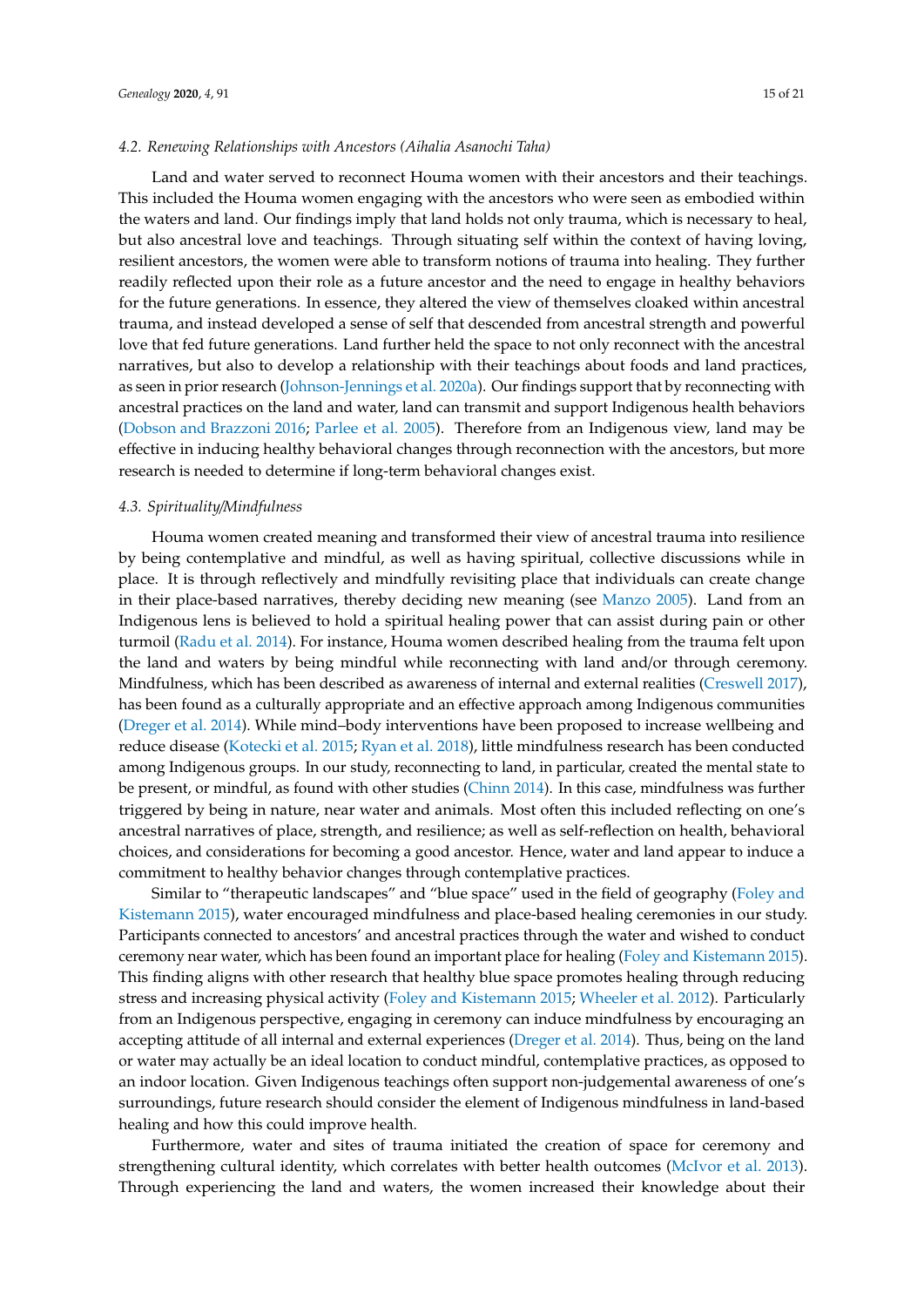### *4.2. Renewing Relationships with Ancestors (Aihalia Asanochi Taha)*

Land and water served to reconnect Houma women with their ancestors and their teachings. This included the Houma women engaging with the ancestors who were seen as embodied within the waters and land. Our findings imply that land holds not only trauma, which is necessary to heal, but also ancestral love and teachings. Through situating self within the context of having loving, resilient ancestors, the women were able to transform notions of trauma into healing. They further readily reflected upon their role as a future ancestor and the need to engage in healthy behaviors for the future generations. In essence, they altered the view of themselves cloaked within ancestral trauma, and instead developed a sense of self that descended from ancestral strength and powerful love that fed future generations. Land further held the space to not only reconnect with the ancestral narratives, but also to develop a relationship with their teachings about foods and land practices, as seen in prior research (Johnson-Jennings et al. 2020a). Our findings support that by reconnecting with ancestral practices on the land and water, land can transmit and support Indigenous health behaviors (Dobson and Brazzoni 2016; Parlee et al. 2005). Therefore from an Indigenous view, land may be effective in inducing healthy behavioral changes through reconnection with the ancestors, but more research is needed to determine if long-term behavioral changes exist.

### *4.3. Spirituality/Mindfulness*

Houma women created meaning and transformed their view of ancestral trauma into resilience by being contemplative and mindful, as well as having spiritual, collective discussions while in place. It is through reflectively and mindfully revisiting place that individuals can create change in their place-based narratives, thereby deciding new meaning (see Manzo 2005). Land from an Indigenous lens is believed to hold a spiritual healing power that can assist during pain or other turmoil (Radu et al. 2014). For instance, Houma women described healing from the trauma felt upon the land and waters by being mindful while reconnecting with land and/or through ceremony. Mindfulness, which has been described as awareness of internal and external realities (Creswell 2017), has been found as a culturally appropriate and an effective approach among Indigenous communities (Dreger et al. 2014). While mind–body interventions have been proposed to increase wellbeing and reduce disease (Kotecki et al. 2015; Ryan et al. 2018), little mindfulness research has been conducted among Indigenous groups. In our study, reconnecting to land, in particular, created the mental state to be present, or mindful, as found with other studies (Chinn 2014). In this case, mindfulness was further triggered by being in nature, near water and animals. Most often this included reflecting on one's ancestral narratives of place, strength, and resilience; as well as self-reflection on health, behavioral choices, and considerations for becoming a good ancestor. Hence, water and land appear to induce a commitment to healthy behavior changes through contemplative practices.

Similar to "therapeutic landscapes" and "blue space" used in the field of geography (Foley and Kistemann 2015), water encouraged mindfulness and place-based healing ceremonies in our study. Participants connected to ancestors' and ancestral practices through the water and wished to conduct ceremony near water, which has been found an important place for healing (Foley and Kistemann 2015). This finding aligns with other research that healthy blue space promotes healing through reducing stress and increasing physical activity (Foley and Kistemann 2015; Wheeler et al. 2012). Particularly from an Indigenous perspective, engaging in ceremony can induce mindfulness by encouraging an accepting attitude of all internal and external experiences (Dreger et al. 2014). Thus, being on the land or water may actually be an ideal location to conduct mindful, contemplative practices, as opposed to an indoor location. Given Indigenous teachings often support non-judgemental awareness of one's surroundings, future research should consider the element of Indigenous mindfulness in land-based healing and how this could improve health.

Furthermore, water and sites of trauma initiated the creation of space for ceremony and strengthening cultural identity, which correlates with better health outcomes (McIvor et al. 2013). Through experiencing the land and waters, the women increased their knowledge about their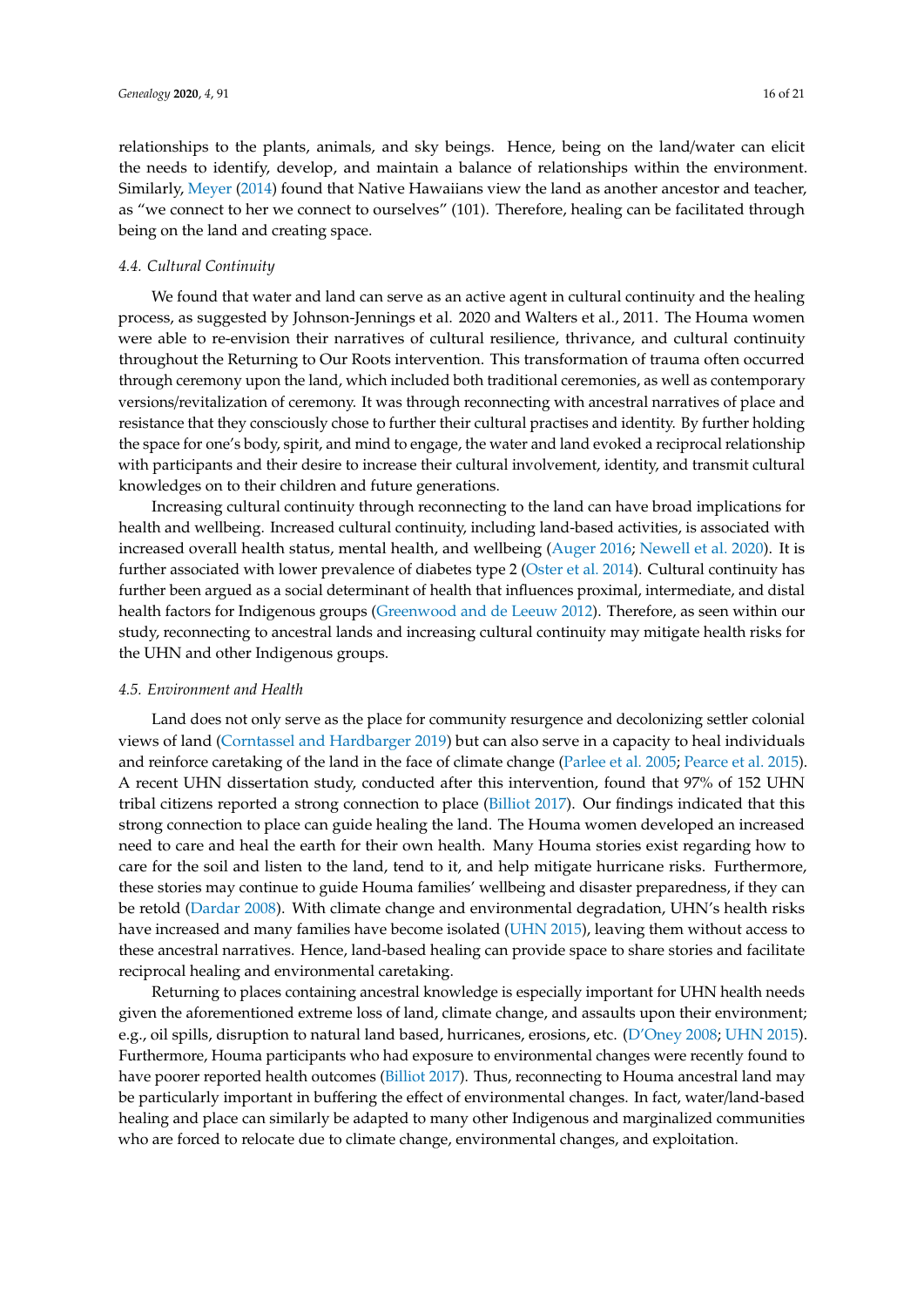relationships to the plants, animals, and sky beings. Hence, being on the land/water can elicit the needs to identify, develop, and maintain a balance of relationships within the environment. Similarly, Meyer (2014) found that Native Hawaiians view the land as another ancestor and teacher, as "we connect to her we connect to ourselves" (101). Therefore, healing can be facilitated through being on the land and creating space.

### *4.4. Cultural Continuity*

We found that water and land can serve as an active agent in cultural continuity and the healing process, as suggested by Johnson-Jennings et al. 2020 and Walters et al., 2011. The Houma women were able to re-envision their narratives of cultural resilience, thrivance, and cultural continuity throughout the Returning to Our Roots intervention. This transformation of trauma often occurred through ceremony upon the land, which included both traditional ceremonies, as well as contemporary versions/revitalization of ceremony. It was through reconnecting with ancestral narratives of place and resistance that they consciously chose to further their cultural practises and identity. By further holding the space for one's body, spirit, and mind to engage, the water and land evoked a reciprocal relationship with participants and their desire to increase their cultural involvement, identity, and transmit cultural knowledges on to their children and future generations.

Increasing cultural continuity through reconnecting to the land can have broad implications for health and wellbeing. Increased cultural continuity, including land-based activities, is associated with increased overall health status, mental health, and wellbeing (Auger 2016; Newell et al. 2020). It is further associated with lower prevalence of diabetes type 2 (Oster et al. 2014). Cultural continuity has further been argued as a social determinant of health that influences proximal, intermediate, and distal health factors for Indigenous groups (Greenwood and de Leeuw 2012). Therefore, as seen within our study, reconnecting to ancestral lands and increasing cultural continuity may mitigate health risks for the UHN and other Indigenous groups.

### *4.5. Environment and Health*

Land does not only serve as the place for community resurgence and decolonizing settler colonial views of land (Corntassel and Hardbarger 2019) but can also serve in a capacity to heal individuals and reinforce caretaking of the land in the face of climate change (Parlee et al. 2005; Pearce et al. 2015). A recent UHN dissertation study, conducted after this intervention, found that 97% of 152 UHN tribal citizens reported a strong connection to place (Billiot 2017). Our findings indicated that this strong connection to place can guide healing the land. The Houma women developed an increased need to care and heal the earth for their own health. Many Houma stories exist regarding how to care for the soil and listen to the land, tend to it, and help mitigate hurricane risks. Furthermore, these stories may continue to guide Houma families' wellbeing and disaster preparedness, if they can be retold (Dardar 2008). With climate change and environmental degradation, UHN's health risks have increased and many families have become isolated (UHN 2015), leaving them without access to these ancestral narratives. Hence, land-based healing can provide space to share stories and facilitate reciprocal healing and environmental caretaking.

Returning to places containing ancestral knowledge is especially important for UHN health needs given the aforementioned extreme loss of land, climate change, and assaults upon their environment; e.g., oil spills, disruption to natural land based, hurricanes, erosions, etc. (D'Oney 2008; UHN 2015). Furthermore, Houma participants who had exposure to environmental changes were recently found to have poorer reported health outcomes (Billiot 2017). Thus, reconnecting to Houma ancestral land may be particularly important in buffering the effect of environmental changes. In fact, water/land-based healing and place can similarly be adapted to many other Indigenous and marginalized communities who are forced to relocate due to climate change, environmental changes, and exploitation.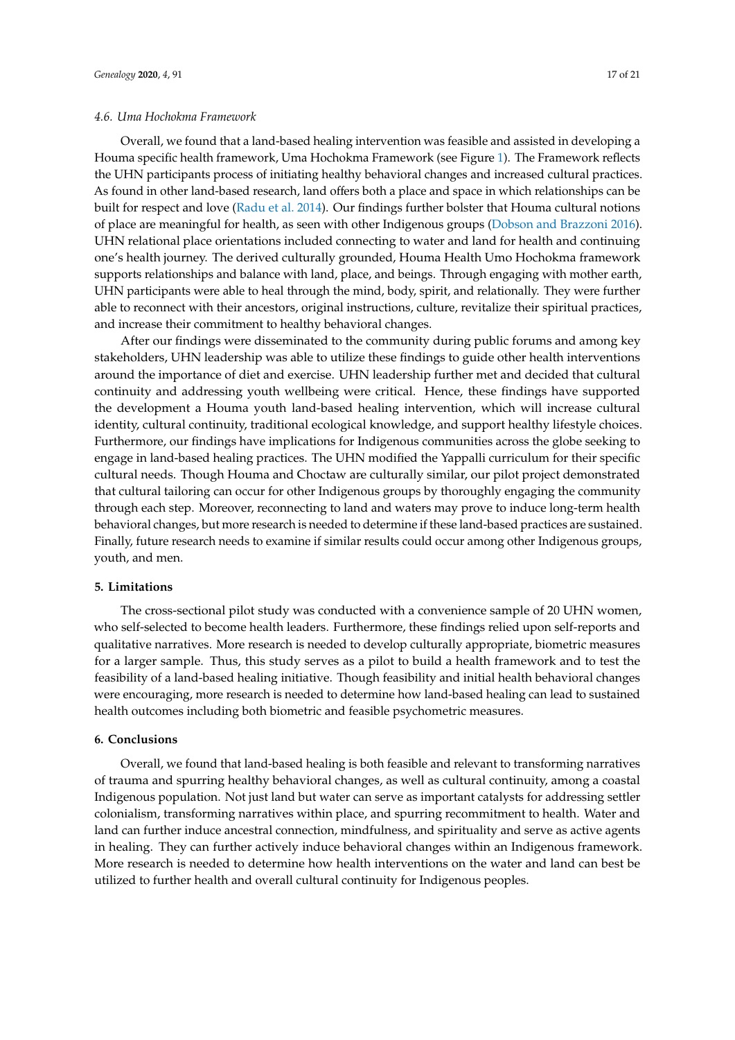### 4.6. *Uma Hochokma Framework*

Overall, we found that a land-based healing intervention was feasible and assisted in developing a Houma specific health framework, Uma Hochokma Framework (see Figure 1). The Framework reflects the UHN participants process of initiating healthy behavioral changes and increased cultural practices. As found in other land-based research, land offers both a place and space in which relationships can be built for respect and love (Radu et al. 2014). Our findings further bolster that Houma cultural notions of place are meaningful for health, as seen with other Indigenous groups (Dobson and Brazzoni 2016). UHN relational place orientations included connecting to water and land for health and continuing one's health journey. The derived culturally grounded, Houma Health Umo Hochokma framework supports relationships and balance with land, place, and beings. Through engaging with mother earth, UHN participants were able to heal through the mind, body, spirit, and relationally. They were further able to reconnect with their ancestors, original instructions, culture, revitalize their spiritual practices, and increase their commitment to healthy behavioral changes.

After our findings were disseminated to the community during public forums and among key stakeholders, UHN leadership was able to utilize these findings to guide other health interventions around the importance of diet and exercise. UHN leadership further met and decided that cultural continuity and addressing youth wellbeing were critical. Hence, these findings have supported the development a Houma youth land-based healing intervention, which will increase cultural identity, cultural continuity, traditional ecological knowledge, and support healthy lifestyle choices. Furthermore, our findings have implications for Indigenous communities across the globe seeking to engage in land-based healing practices. The UHN modified the Yappalli curriculum for their specific cultural needs. Though Houma and Choctaw are culturally similar, our pilot project demonstrated that cultural tailoring can occur for other Indigenous groups by thoroughly engaging the community through each step. Moreover, reconnecting to land and waters may prove to induce long-term health behavioral changes, but more research is needed to determine if these land-based practices are sustained. Finally, future research needs to examine if similar results could occur among other Indigenous groups, youth, and men.

## 5. Limitations

The cross-sectional pilot study was conducted with a convenience sample of 20 UHN women, who self-selected to become health leaders. Furthermore, these findings relied upon self-reports and qualitative narratives. More research is needed to develop culturally appropriate, biometric measures for a larger sample. Thus, this study serves as a pilot to build a health framework and to test the feasibility of a land-based healing initiative. Though feasibility and initial health behavioral changes were encouraging, more research is needed to determine how land-based healing can lead to sustained health outcomes including both biometric and feasible psychometric measures.

## 6. Conclusions

Overall, we found that land-based healing is both feasible and relevant to transforming narratives of trauma and spurring healthy behavioral changes, as well as cultural continuity, among a coastal Indigenous population. Not just land but water can serve as important catalysts for addressing settler colonialism, transforming narratives within place, and spurring recommitment to health. Water and land can further induce ancestral connection, mindfulness, and spirituality and serve as active agents in healing. They can further actively induce behavioral changes within an Indigenous framework. More research is needed to determine how health interventions on the water and land can best be utilized to further health and overall cultural continuity for Indigenous peoples.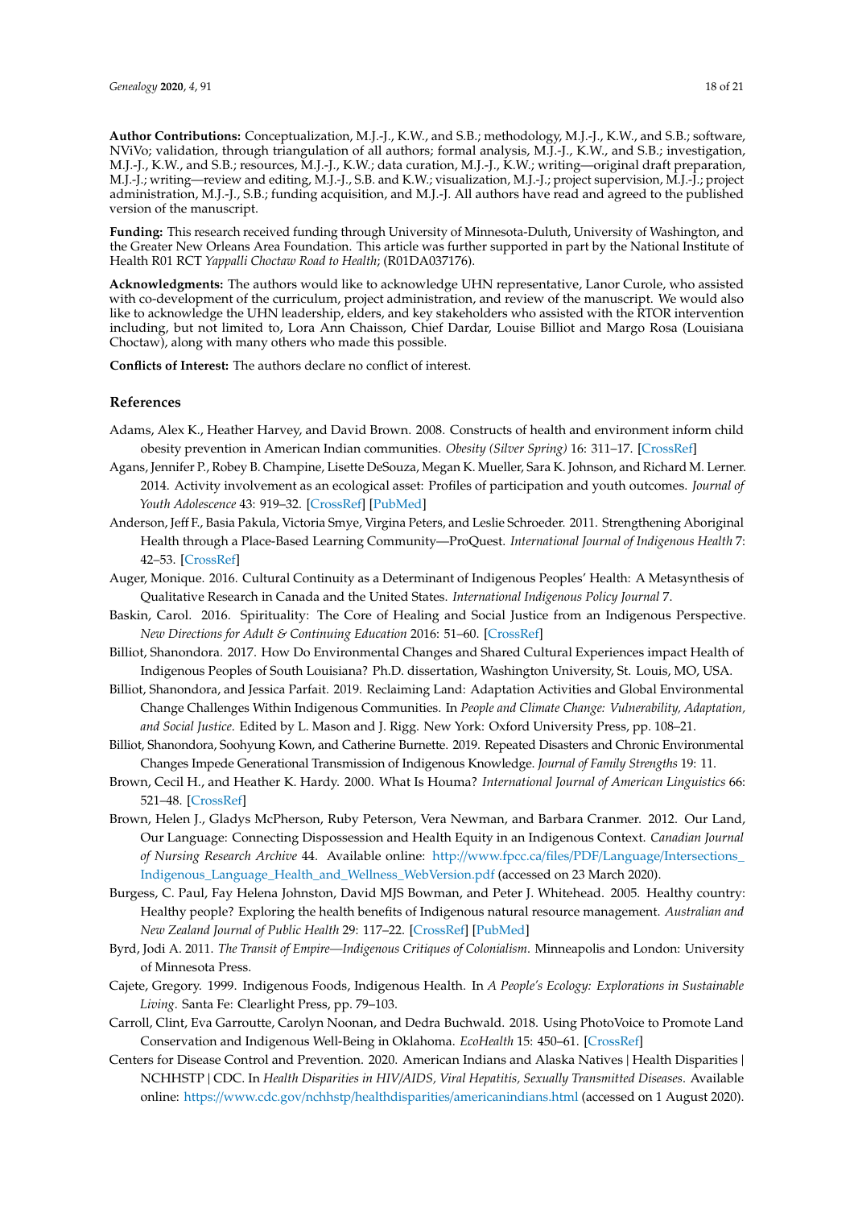**Author Contributions:** Conceptualization, M.J.-J., K.W., and S.B.; methodology, M.J.-J., K.W., and S.B.; software, NViVo; validation, through triangulation of all authors; formal analysis, M.J.-J., K.W., and S.B.; investigation, M.J.-J., K.W., and S.B.; resources, M.J.-J., K.W.; data curation, M.J.-J., K.W.; writing—original draft preparation, M.J.-J.; writing—review and editing, M.J.-J., S.B. and K.W.; visualization, M.J.-J.; project supervision, M.J.-J.; project administration, M.J.-J., S.B.; funding acquisition, and M.J.-J. All authors have read and agreed to the published version of the manuscript.

**Funding:** This research received funding through University of Minnesota-Duluth, University of Washington, and the Greater New Orleans Area Foundation. This article was further supported in part by the National Institute of Health R01 RCT *Yappalli Choctaw Road to Health*; (R01DA037176).

**Acknowledgments:** The authors would like to acknowledge UHN representative, Lanor Curole, who assisted with co-development of the curriculum, project administration, and review of the manuscript. We would also like to acknowledge the UHN leadership, elders, and key stakeholders who assisted with the RTOR intervention including, but not limited to, Lora Ann Chaisson, Chief Dardar, Louise Billiot and Margo Rosa (Louisiana Choctaw), along with many others who made this possible.

**Conflicts of Interest:** The authors declare no conflict of interest.

## References

Adams, Alex K., Heather Harvey, and David Brown. 2008. Constructs of health and environment inform child obesity prevention in American Indian communities. *Obesity (Silver Spring)* 16: 311–17. [CrossRef]

Agans, Jennifer P., Robey B. Champine, Lisette DeSouza, Megan K. Mueller, Sara K. Johnson, and Richard M. Lerner. 2014. Activity involvement as an ecological asset: Profiles of participation and youth outcomes. *Journal of Youth Adolescence* 43: 919–32. [CrossRef] [PubMed]

Anderson, Jeff F., Basia Pakula, Victoria Smye, Virgina Peters, and Leslie Schroeder. 2011. Strengthening Aboriginal Health through a Place-Based Learning Community—ProQuest. *International Journal of Indigenous Health* 7: 42–53. [CrossRef]

Auger, Monique. 2016. Cultural Continuity as a Determinant of Indigenous Peoples' Health: A Metasynthesis of Qualitative Research in Canada and the United States. *International Indigenous Policy Journal* 7.

Baskin, Carol. 2016. Spirituality: The Core of Healing and Social Justice from an Indigenous Perspective. *New Directions for Adult & Continuing Education* 2016: 51–60. [CrossRef]

Billiot, Shanondora. 2017. How Do Environmental Changes and Shared Cultural Experiences impact Health of Indigenous Peoples of South Louisiana? Ph.D. dissertation, Washington University, St. Louis, MO, USA.

Billiot, Shanondora, and Jessica Parfait. 2019. Reclaiming Land: Adaptation Activities and Global Environmental Change Challenges Within Indigenous Communities. In *People and Climate Change: Vulnerability, Adaptation, and Social Justice*. Edited by L. Mason and J. Rigg. New York: Oxford University Press, pp. 108–21.

Billiot, Shanondora, Soohyung Kown, and Catherine Burnette. 2019. Repeated Disasters and Chronic Environmental Changes Impede Generational Transmission of Indigenous Knowledge. *Journal of Family Strengths* 19: 11.

Brown, Cecil H., and Heather K. Hardy. 2000. What Is Houma? *International Journal of American Linguistics* 66: 521–48. [CrossRef]

Brown, Helen J., Gladys McPherson, Ruby Peterson, Vera Newman, and Barbara Cranmer. 2012. Our Land, Our Language: Connecting Dispossession and Health Equity in an Indigenous Context. *Canadian Journal of Nursing Research Archive* 44. Available online: http://www.fpcc.ca/files/PDF/Language/Intersections_Indigenous_Language_Health_and_Wellness_WebVersion.pdf (accessed on 23 March 2020).

Burgess, C. Paul, Fay Helena Johnston, David MJS Bowman, and Peter J. Whitehead. 2005. Healthy country: Healthy people? Exploring the health benefits of Indigenous natural resource management. *Australian and New Zealand Journal of Public Health* 29: 117–22. [CrossRef] [PubMed]

Byrd, Jodi A. 2011. *The Transit of Empire—Indigenous Critiques of Colonialism*. Minneapolis and London: University of Minnesota Press.

Cajete, Gregory. 1999. Indigenous Foods, Indigenous Health. In *A People's Ecology: Explorations in Sustainable Living*. Santa Fe: Clearlight Press, pp. 79–103.

Carroll, Clint, Eva Garroutte, Carolyn Noonan, and Dedra Buchwald. 2018. Using PhotoVoice to Promote Land Conservation and Indigenous Well-Being in Oklahoma. *EcoHealth* 15: 450–61. [CrossRef]

Centers for Disease Control and Prevention. 2020. American Indians and Alaska Natives | Health Disparities | NCHHSTP | CDC. In *Health Disparities in HIV/AIDS, Viral Hepatitis, Sexually Transmitted Diseases*. Available online: https://www.cdc.gov/nchhstp/healthdisparities/americanindians.html (accessed on 1 August 2020).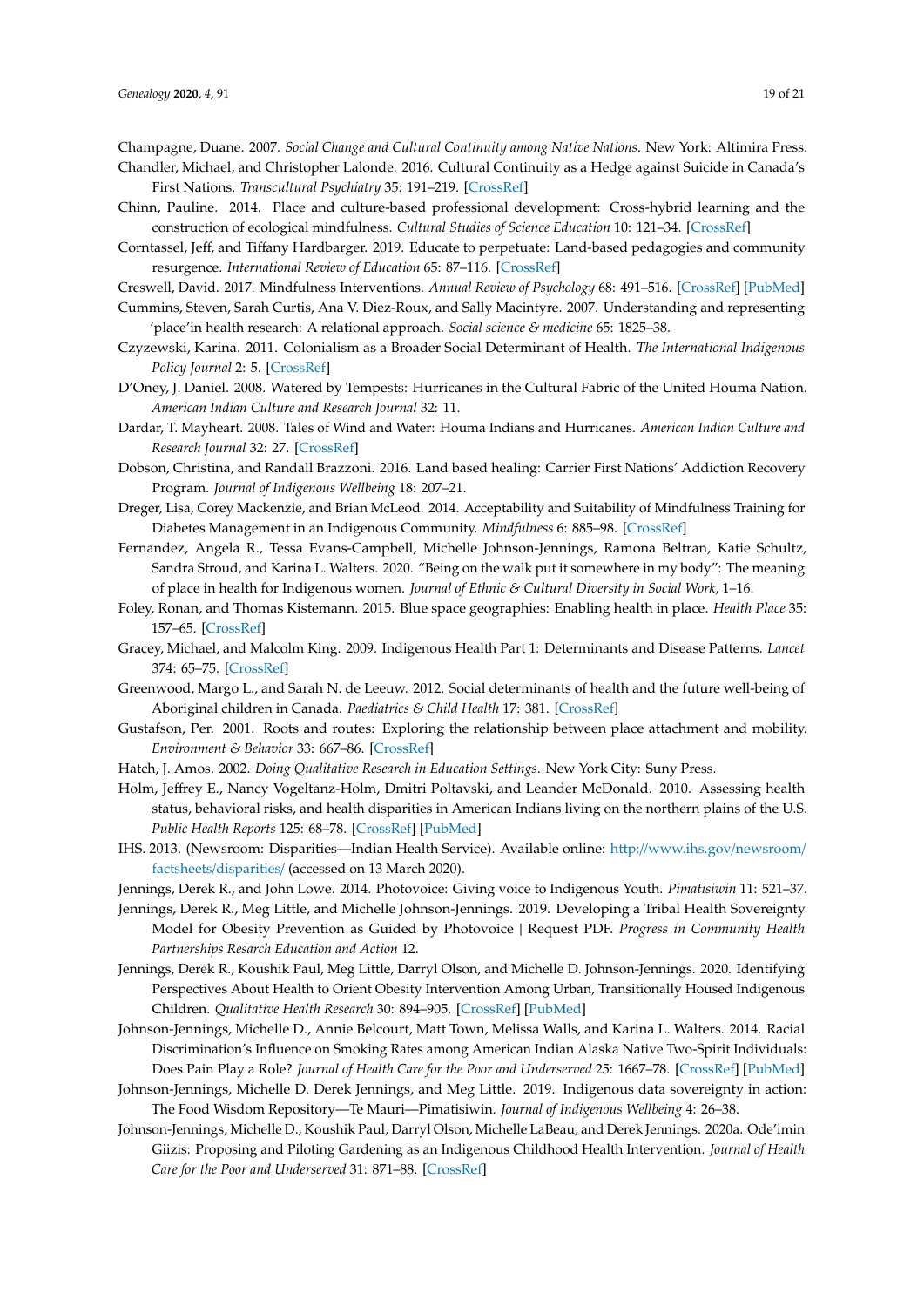Champagne, Duane. 2007. *Social Change and Cultural Continuity among Native Nations*. New York: Altimira Press.

Chandler, Michael, and Christopher Lalonde. 2016. Cultural Continuity as a Hedge against Suicide in Canada's First Nations. *Transcultural Psychiatry* 35: 191–219. [CrossRef]

Chinn, Pauline. 2014. Place and culture-based professional development: Cross-hybrid learning and the construction of ecological mindfulness. *Cultural Studies of Science Education* 10: 121–34. [CrossRef]

Corntassel, Jeff, and Tiffany Hardbarger. 2019. Educate to perpetuate: Land-based pedagogies and community resurgence. *International Review of Education* 65: 87–116. [CrossRef]

Creswell, David. 2017. Mindfulness Interventions. *Annual Review of Psychology* 68: 491–516. [CrossRef] [PubMed]

Cummins, Steven, Sarah Curtis, Ana V. Diez-Roux, and Sally Macintyre. 2007. Understanding and representing 'place'in health research: A relational approach. *Social science & medicine* 65: 1825–38.

Czyzewski, Karina. 2011. Colonialism as a Broader Social Determinant of Health. *The International Indigenous Policy Journal* 2: 5. [CrossRef]

D'Oney, J. Daniel. 2008. Watered by Tempests: Hurricanes in the Cultural Fabric of the United Houma Nation. *American Indian Culture and Research Journal* 32: 11.

Dardar, T. Mayheart. 2008. Tales of Wind and Water: Houma Indians and Hurricanes. *American Indian Culture and Research Journal* 32: 27. [CrossRef]

Dobson, Christina, and Randall Brazzoni. 2016. Land based healing: Carrier First Nations' Addiction Recovery Program. *Journal of Indigenous Wellbeing* 18: 207–21.

Dreger, Lisa, Corey Mackenzie, and Brian McLeod. 2014. Acceptability and Suitability of Mindfulness Training for Diabetes Management in an Indigenous Community. *Mindfulness* 6: 885–98. [CrossRef]

Fernandez, Angela R., Tessa Evans-Campbell, Michelle Johnson-Jennings, Ramona Beltran, Katie Schultz, Sandra Stroud, and Karina L. Walters. 2020. "Being on the walk put it somewhere in my body": The meaning of place in health for Indigenous women. *Journal of Ethnic & Cultural Diversity in Social Work*, 1–16.

Foley, Ronan, and Thomas Kistemann. 2015. Blue space geographies: Enabling health in place. *Health Place* 35: 157–65. [CrossRef]

Gracey, Michael, and Malcolm King. 2009. Indigenous Health Part 1: Determinants and Disease Patterns. *Lancet* 374: 65–75. [CrossRef]

Greenwood, Margo L., and Sarah N. de Leeuw. 2012. Social determinants of health and the future well-being of Aboriginal children in Canada. *Paediatrics & Child Health* 17: 381. [CrossRef]

Gustafson, Per. 2001. Roots and routes: Exploring the relationship between place attachment and mobility. *Environment & Behavior* 33: 667–86. [CrossRef]

Hatch, J. Amos. 2002. *Doing Qualitative Research in Education Settings*. New York City: Suny Press.

Holm, Jeffrey E., Nancy Vogeltanz-Holm, Dmitri Poltavski, and Leander McDonald. 2010. Assessing health status, behavioral risks, and health disparities in American Indians living on the northern plains of the U.S. *Public Health Reports* 125: 68–78. [CrossRef] [PubMed]

IHS. 2013. (Newsroom: Disparities—Indian Health Service). Available online: http://www.ihs.gov/newsroom/factsheets/disparities/ (accessed on 13 March 2020).

Jennings, Derek R., and John Lowe. 2014. Photovoice: Giving voice to Indigenous Youth. *Pimatisiwin* 11: 521–37.

Jennings, Derek R., Meg Little, and Michelle Johnson-Jennings. 2019. Developing a Tribal Health Sovereignty Model for Obesity Prevention as Guided by Photovoice | Request PDF. *Progress in Community Health Partnerships Resarch Education and Action* 12.

Jennings, Derek R., Koushik Paul, Meg Little, Darryl Olson, and Michelle D. Johnson-Jennings. 2020. Identifying Perspectives About Health to Orient Obesity Intervention Among Urban, Transitionally Housed Indigenous Children. *Qualitative Health Research* 30: 894–905. [CrossRef] [PubMed]

Johnson-Jennings, Michelle D., Annie Belcourt, Matt Town, Melissa Walls, and Karina L. Walters. 2014. Racial Discrimination's Influence on Smoking Rates among American Indian Alaska Native Two-Spirit Individuals: Does Pain Play a Role? *Journal of Health Care for the Poor and Underserved* 25: 1667–78. [CrossRef] [PubMed]

Johnson-Jennings, Michelle D. Derek Jennings, and Meg Little. 2019. Indigenous data sovereignty in action: The Food Wisdom Repository—Te Mauri—Pimatisiwin. *Journal of Indigenous Wellbeing* 4: 26–38.

Johnson-Jennings, Michelle D., Koushik Paul, Darryl Olson, Michelle LaBeau, and Derek Jennings. 2020a. Ode'imin Giizis: Proposing and Piloting Gardening as an Indigenous Childhood Health Intervention. *Journal of Health Care for the Poor and Underserved* 31: 871–88. [CrossRef]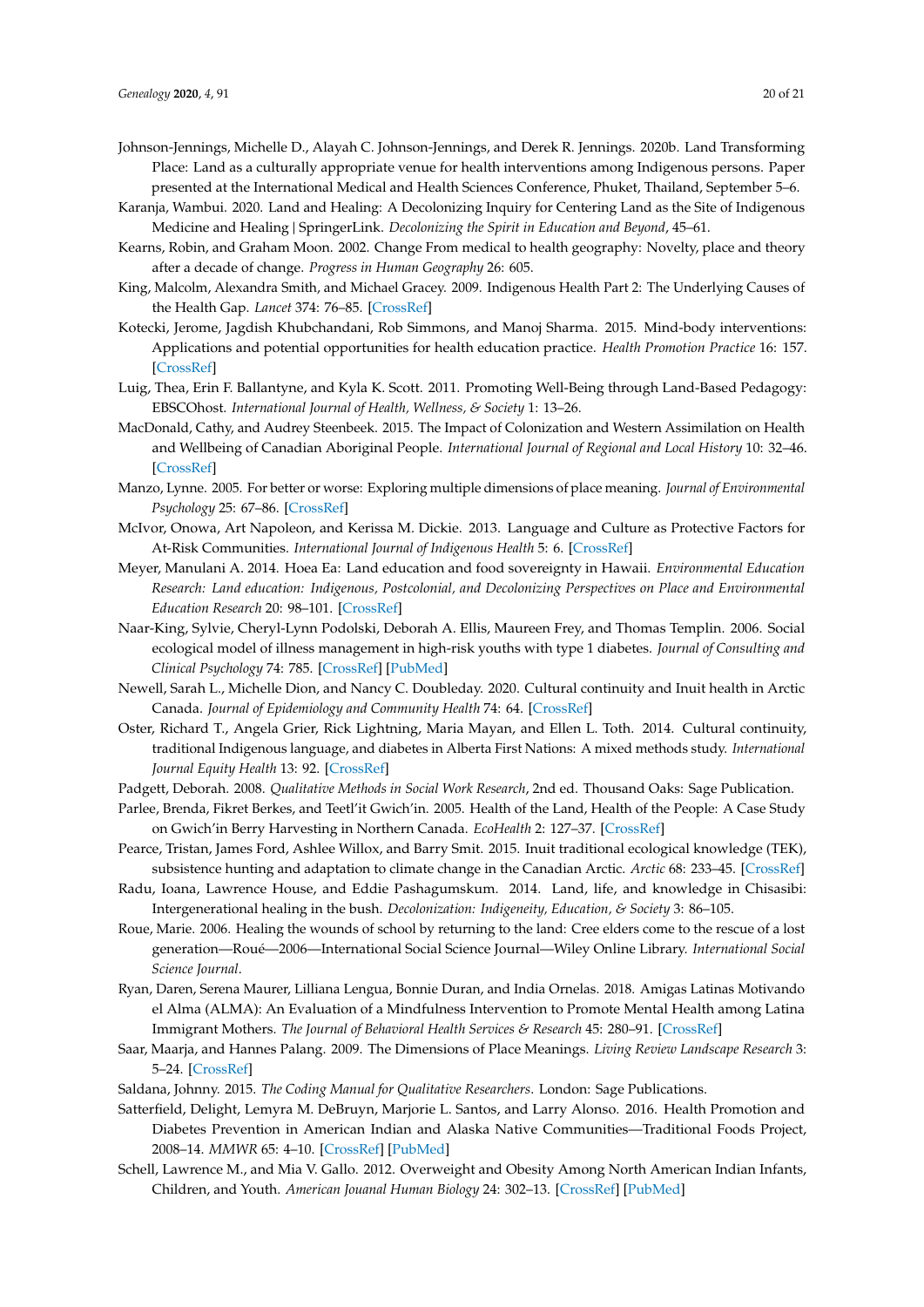Johnson-Jennings, Michelle D., Alayah C. Johnson-Jennings, and Derek R. Jennings. 2020b. Land Transforming Place: Land as a culturally appropriate venue for health interventions among Indigenous persons. Paper presented at the International Medical and Health Sciences Conference, Phuket, Thailand, September 5–6.

Karanja, Wambui. 2020. Land and Healing: A Decolonizing Inquiry for Centering Land as the Site of Indigenous Medicine and Healing | SpringerLink. *Decolonizing the Spirit in Education and Beyond*, 45–61.

Kearns, Robin, and Graham Moon. 2002. Change From medical to health geography: Novelty, place and theory after a decade of change. *Progress in Human Geography* 26: 605.

King, Malcolm, Alexandra Smith, and Michael Gracey. 2009. Indigenous Health Part 2: The Underlying Causes of the Health Gap. *Lancet* 374: 76–85. [CrossRef]

Kotecki, Jerome, Jagdish Khubchandani, Rob Simmons, and Manoj Sharma. 2015. Mind-body interventions: Applications and potential opportunities for health education practice. *Health Promotion Practice* 16: 157. [CrossRef]

Luig, Thea, Erin F. Ballantyne, and Kyla K. Scott. 2011. Promoting Well-Being through Land-Based Pedagogy: EBSCOhost. *International Journal of Health, Wellness, & Society* 1: 13–26.

MacDonald, Cathy, and Audrey Steenbeek. 2015. The Impact of Colonization and Western Assimilation on Health and Wellbeing of Canadian Aboriginal People. *International Journal of Regional and Local History* 10: 32–46. [CrossRef]

Manzo, Lynne. 2005. For better or worse: Exploring multiple dimensions of place meaning. *Journal of Environmental Psychology* 25: 67–86. [CrossRef]

McIvor, Onowa, Art Napoleon, and Kerissa M. Dickie. 2013. Language and Culture as Protective Factors for At-Risk Communities. *International Journal of Indigenous Health* 5: 6. [CrossRef]

Meyer, Manulani A. 2014. Hoea Ea: Land education and food sovereignty in Hawaii. *Environmental Education Research: Land education: Indigenous, Postcolonial, and Decolonizing Perspectives on Place and Environmental Education Research* 20: 98–101. [CrossRef]

Naar-King, Sylvie, Cheryl-Lynn Podolski, Deborah A. Ellis, Maureen Frey, and Thomas Templin. 2006. Social ecological model of illness management in high-risk youths with type 1 diabetes. *Journal of Consulting and Clinical Psychology* 74: 785. [CrossRef] [PubMed]

Newell, Sarah L., Michelle Dion, and Nancy C. Doubleday. 2020. Cultural continuity and Inuit health in Arctic Canada. *Journal of Epidemiology and Community Health* 74: 64. [CrossRef]

Oster, Richard T., Angela Grier, Rick Lightning, Maria Mayan, and Ellen L. Toth. 2014. Cultural continuity, traditional Indigenous language, and diabetes in Alberta First Nations: A mixed methods study. *International Journal Equity Health* 13: 92. [CrossRef]

Padgett, Deborah. 2008. *Qualitative Methods in Social Work Research*, 2nd ed. Thousand Oaks: Sage Publication.

Parlee, Brenda, Fikret Berkes, and Teetl'it Gwich'in. 2005. Health of the Land, Health of the People: A Case Study on Gwich'in Berry Harvesting in Northern Canada. *EcoHealth* 2: 127–37. [CrossRef]

Pearce, Tristan, James Ford, Ashlee Willox, and Barry Smit. 2015. Inuit traditional ecological knowledge (TEK), subsistence hunting and adaptation to climate change in the Canadian Arctic. *Arctic* 68: 233–45. [CrossRef]

Radu, Ioana, Lawrence House, and Eddie Pashagumskum. 2014. Land, life, and knowledge in Chisasibi: Intergenerational healing in the bush. *Decolonization: Indigeneity, Education, & Society* 3: 86–105.

Roue, Marie. 2006. Healing the wounds of school by returning to the land: Cree elders come to the rescue of a lost generation—Roué—2006—International Social Science Journal—Wiley Online Library. *International Social Science Journal*.

Ryan, Daren, Serena Maurer, Lilliana Lengua, Bonnie Duran, and India Ornelas. 2018. Amigas Latinas Motivando el Alma (ALMA): An Evaluation of a Mindfulness Intervention to Promote Mental Health among Latina Immigrant Mothers. *The Journal of Behavioral Health Services & Research* 45: 280–91. [CrossRef]

Saar, Maarja, and Hannes Palang. 2009. The Dimensions of Place Meanings. *Living Review Landscape Research* 3: 5–24. [CrossRef]

Saldana, Johnny. 2015. *The Coding Manual for Qualitative Researchers*. London: Sage Publications.

Satterfield, Delight, Lemyra M. DeBruyn, Marjorie L. Santos, and Larry Alonso. 2016. Health Promotion and Diabetes Prevention in American Indian and Alaska Native Communities—Traditional Foods Project, 2008–14. *MMWR* 65: 4–10. [CrossRef] [PubMed]

Schell, Lawrence M., and Mia V. Gallo. 2012. Overweight and Obesity Among North American Indian Infants, Children, and Youth. *American Jouanal Human Biology* 24: 302–13. [CrossRef] [PubMed]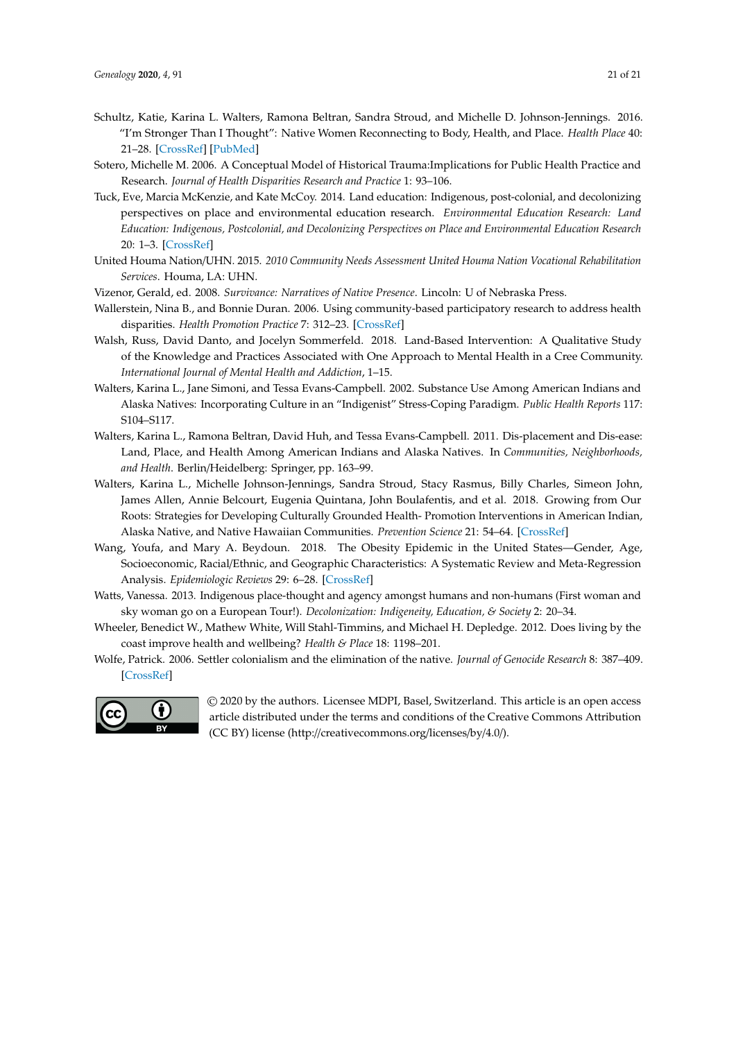Schultz, Katie, Karina L. Walters, Ramona Beltran, Sandra Stroud, and Michelle D. Johnson-Jennings. 2016. "I'm Stronger Than I Thought": Native Women Reconnecting to Body, Health, and Place. *Health Place* 40: 21–28. [CrossRef] [PubMed]

Sotero, Michelle M. 2006. A Conceptual Model of Historical Trauma:Implications for Public Health Practice and Research. *Journal of Health Disparities Research and Practice* 1: 93–106.

Tuck, Eve, Marcia McKenzie, and Kate McCoy. 2014. Land education: Indigenous, post-colonial, and decolonizing perspectives on place and environmental education research. *Environmental Education Research: Land Education: Indigenous, Postcolonial, and Decolonizing Perspectives on Place and Environmental Education Research* 20: 1–3. [CrossRef]

United Houma Nation/UHN. 2015. *2010 Community Needs Assessment United Houma Nation Vocational Rehabilitation Services*. Houma, LA: UHN.

Vizenor, Gerald, ed. 2008. *Survivance: Narratives of Native Presence*. Lincoln: U of Nebraska Press.

Wallerstein, Nina B., and Bonnie Duran. 2006. Using community-based participatory research to address health disparities. *Health Promotion Practice* 7: 312–23. [CrossRef]

Walsh, Russ, David Danto, and Jocelyn Sommerfeld. 2018. Land-Based Intervention: A Qualitative Study of the Knowledge and Practices Associated with One Approach to Mental Health in a Cree Community. *International Journal of Mental Health and Addiction*, 1–15.

Walters, Karina L., Jane Simoni, and Tessa Evans-Campbell. 2002. Substance Use Among American Indians and Alaska Natives: Incorporating Culture in an "Indigenist" Stress-Coping Paradigm. *Public Health Reports* 117: S104–S117.

Walters, Karina L., Ramona Beltran, David Huh, and Tessa Evans-Campbell. 2011. Dis-placement and Dis-ease: Land, Place, and Health Among American Indians and Alaska Natives. In *Communities, Neighborhoods, and Health*. Berlin/Heidelberg: Springer, pp. 163–99.

Walters, Karina L., Michelle Johnson-Jennings, Sandra Stroud, Stacy Rasmus, Billy Charles, Simeon John, James Allen, Annie Belcourt, Eugenia Quintana, John Boulafentis, and et al. 2018. Growing from Our Roots: Strategies for Developing Culturally Grounded Health- Promotion Interventions in American Indian, Alaska Native, and Native Hawaiian Communities. *Prevention Science* 21: 54–64. [CrossRef]

Wang, Youfa, and Mary A. Beydoun. 2018. The Obesity Epidemic in the United States—Gender, Age, Socioeconomic, Racial/Ethnic, and Geographic Characteristics: A Systematic Review and Meta-Regression Analysis. *Epidemiologic Reviews* 29: 6–28. [CrossRef]

Watts, Vanessa. 2013. Indigenous place-thought and agency amongst humans and non-humans (First woman and sky woman go on a European Tour!). *Decolonization: Indigeneity, Education, & Society* 2: 20–34.

Wheeler, Benedict W., Mathew White, Will Stahl-Timmins, and Michael H. Depledge. 2012. Does living by the coast improve health and wellbeing? *Health & Place* 18: 1198–201.

Wolfe, Patrick. 2006. Settler colonialism and the elimination of the native. *Journal of Genocide Research* 8: 387–409. [CrossRef]

© 2020 by the authors. Licensee MDPI, Basel, Switzerland. This article is an open access article distributed under the terms and conditions of the Creative Commons Attribution (CC BY) license (http://creativecommons.org/licenses/by/4.0/).